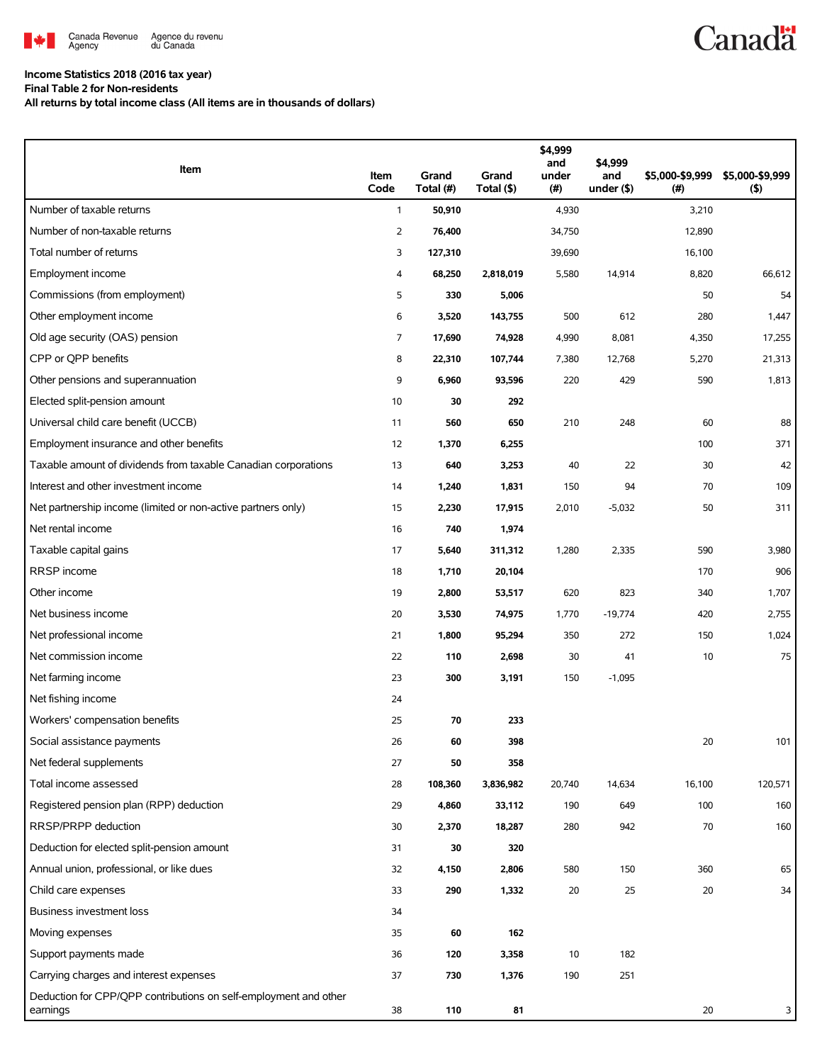Income Statistics 2018 (2016 tax year)

Final Table 2 for Non-residents

All returns by total income class (All items are in thousands of dollars)

| Item | Item Code | Grand Total (#) | Grand Total ($) | $4,999 and under (#) | $4,999 and under ($) | $5,000-$9,999 (#) | $5,000-$9,999 ($) |
|---|---|---|---|---|---|---|---|
| Number of taxable returns | 1 | **50,910** | | 4,930 | | 3,210 | |
| Number of non-taxable returns | 2 | **76,400** | | 34,750 | | 12,890 | |
| Total number of returns | 3 | **127,310** | | 39,690 | | 16,100 | |
| Employment income | 4 | **68,250** | **2,818,019** | 5,580 | 14,914 | 8,820 | 66,612 |
| Commissions (from employment) | 5 | **330** | **5,006** | | | 50 | 54 |
| Other employment income | 6 | **3,520** | **143,755** | 500 | 612 | 280 | 1,447 |
| Old age security (OAS) pension | 7 | **17,690** | **74,928** | 4,990 | 8,081 | 4,350 | 17,255 |
| CPP or QPP benefits | 8 | **22,310** | **107,744** | 7,380 | 12,768 | 5,270 | 21,313 |
| Other pensions and superannuation | 9 | **6,960** | **93,596** | 220 | 429 | 590 | 1,813 |
| Elected split-pension amount | 10 | **30** | **292** | | | | |
| Universal child care benefit (UCCB) | 11 | **560** | **650** | 210 | 248 | 60 | 88 |
| Employment insurance and other benefits | 12 | **1,370** | **6,255** | | | 100 | 371 |
| Taxable amount of dividends from taxable Canadian corporations | 13 | **640** | **3,253** | 40 | 22 | 30 | 42 |
| Interest and other investment income | 14 | **1,240** | **1,831** | 150 | 94 | 70 | 109 |
| Net partnership income (limited or non-active partners only) | 15 | **2,230** | **17,915** | 2,010 | -5,032 | 50 | 311 |
| Net rental income | 16 | **740** | **1,974** | | | | |
| Taxable capital gains | 17 | **5,640** | **311,312** | 1,280 | 2,335 | 590 | 3,980 |
| RRSP income | 18 | **1,710** | **20,104** | | | 170 | 906 |
| Other income | 19 | **2,800** | **53,517** | 620 | 823 | 340 | 1,707 |
| Net business income | 20 | **3,530** | **74,975** | 1,770 | -19,774 | 420 | 2,755 |
| Net professional income | 21 | **1,800** | **95,294** | 350 | 272 | 150 | 1,024 |
| Net commission income | 22 | **110** | **2,698** | 30 | 41 | 10 | 75 |
| Net farming income | 23 | **300** | **3,191** | 150 | -1,095 | | |
| Net fishing income | 24 | | | | | | |
| Workers' compensation benefits | 25 | **70** | **233** | | | | |
| Social assistance payments | 26 | **60** | **398** | | | 20 | 101 |
| Net federal supplements | 27 | **50** | **358** | | | | |
| Total income assessed | 28 | **108,360** | **3,836,982** | 20,740 | 14,634 | 16,100 | 120,571 |
| Registered pension plan (RPP) deduction | 29 | **4,860** | **33,112** | 190 | 649 | 100 | 160 |
| RRSP/PRPP deduction | 30 | **2,370** | **18,287** | 280 | 942 | 70 | 160 |
| Deduction for elected split-pension amount | 31 | **30** | **320** | | | | |
| Annual union, professional, or like dues | 32 | **4,150** | **2,806** | 580 | 150 | 360 | 65 |
| Child care expenses | 33 | **290** | **1,332** | 20 | 25 | 20 | 34 |
| Business investment loss | 34 | | | | | | |
| Moving expenses | 35 | **60** | **162** | | | | |
| Support payments made | 36 | **120** | **3,358** | 10 | 182 | | |
| Carrying charges and interest expenses | 37 | **730** | **1,376** | 190 | 251 | | |
| Deduction for CPP/QPP contributions on self-employment and other earnings | 38 | **110** | **81** | | | 20 | 3 |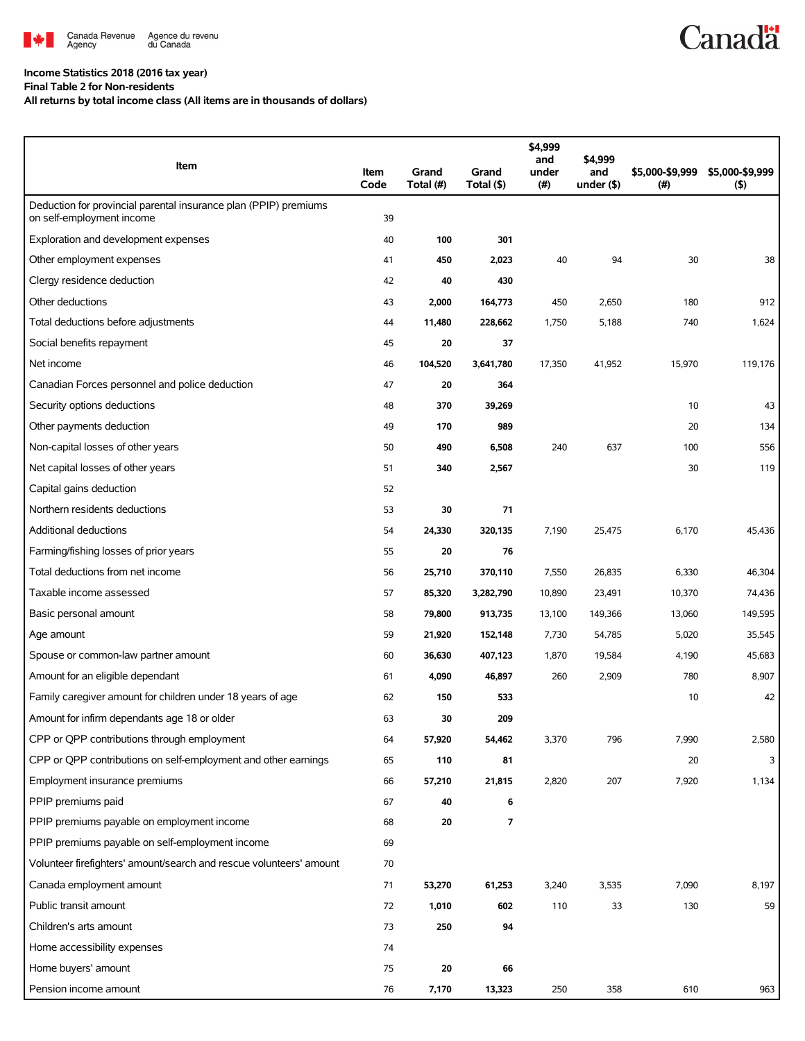**Income Statistics 2018 (2016 tax year)**
**Final Table 2 for Non-residents**
**All returns by total income class (All items are in thousands of dollars)**

| Item | Item Code | Grand Total (#) | Grand Total ($) | $4,999 and under (#) | $4,999 and under ($) | $5,000-$9,999 (#) | $5,000-$9,999 ($) |
|---|---|---|---|---|---|---|---|
| Deduction for provincial parental insurance plan (PPIP) premiums on self-employment income | 39 | | | | | | |
| Exploration and development expenses | 40 | **100** | **301** | | | | |
| Other employment expenses | 41 | **450** | **2,023** | 40 | 94 | 30 | 38 |
| Clergy residence deduction | 42 | **40** | **430** | | | | |
| Other deductions | 43 | **2,000** | **164,773** | 450 | 2,650 | 180 | 912 |
| Total deductions before adjustments | 44 | **11,480** | **228,662** | 1,750 | 5,188 | 740 | 1,624 |
| Social benefits repayment | 45 | **20** | **37** | | | | |
| Net income | 46 | **104,520** | **3,641,780** | 17,350 | 41,952 | 15,970 | 119,176 |
| Canadian Forces personnel and police deduction | 47 | **20** | **364** | | | | |
| Security options deductions | 48 | **370** | **39,269** | | | 10 | 43 |
| Other payments deduction | 49 | **170** | **989** | | | 20 | 134 |
| Non-capital losses of other years | 50 | **490** | **6,508** | 240 | 637 | 100 | 556 |
| Net capital losses of other years | 51 | **340** | **2,567** | | | 30 | 119 |
| Capital gains deduction | 52 | | | | | | |
| Northern residents deductions | 53 | **30** | **71** | | | | |
| Additional deductions | 54 | **24,330** | **320,135** | 7,190 | 25,475 | 6,170 | 45,436 |
| Farming/fishing losses of prior years | 55 | **20** | **76** | | | | |
| Total deductions from net income | 56 | **25,710** | **370,110** | 7,550 | 26,835 | 6,330 | 46,304 |
| Taxable income assessed | 57 | **85,320** | **3,282,790** | 10,890 | 23,491 | 10,370 | 74,436 |
| Basic personal amount | 58 | **79,800** | **913,735** | 13,100 | 149,366 | 13,060 | 149,595 |
| Age amount | 59 | **21,920** | **152,148** | 7,730 | 54,785 | 5,020 | 35,545 |
| Spouse or common-law partner amount | 60 | **36,630** | **407,123** | 1,870 | 19,584 | 4,190 | 45,683 |
| Amount for an eligible dependant | 61 | **4,090** | **46,897** | 260 | 2,909 | 780 | 8,907 |
| Family caregiver amount for children under 18 years of age | 62 | **150** | **533** | | | 10 | 42 |
| Amount for infirm dependants age 18 or older | 63 | **30** | **209** | | | | |
| CPP or QPP contributions through employment | 64 | **57,920** | **54,462** | 3,370 | 796 | 7,990 | 2,580 |
| CPP or QPP contributions on self-employment and other earnings | 65 | **110** | **81** | | | 20 | 3 |
| Employment insurance premiums | 66 | **57,210** | **21,815** | 2,820 | 207 | 7,920 | 1,134 |
| PPIP premiums paid | 67 | **40** | **6** | | | | |
| PPIP premiums payable on employment income | 68 | **20** | **7** | | | | |
| PPIP premiums payable on self-employment income | 69 | | | | | | |
| Volunteer firefighters' amount/search and rescue volunteers' amount | 70 | | | | | | |
| Canada employment amount | 71 | **53,270** | **61,253** | 3,240 | 3,535 | 7,090 | 8,197 |
| Public transit amount | 72 | **1,010** | **602** | 110 | 33 | 130 | 59 |
| Children's arts amount | 73 | **250** | **94** | | | | |
| Home accessibility expenses | 74 | | | | | | |
| Home buyers' amount | 75 | **20** | **66** | | | | |
| Pension income amount | 76 | **7,170** | **13,323** | 250 | 358 | 610 | 963 |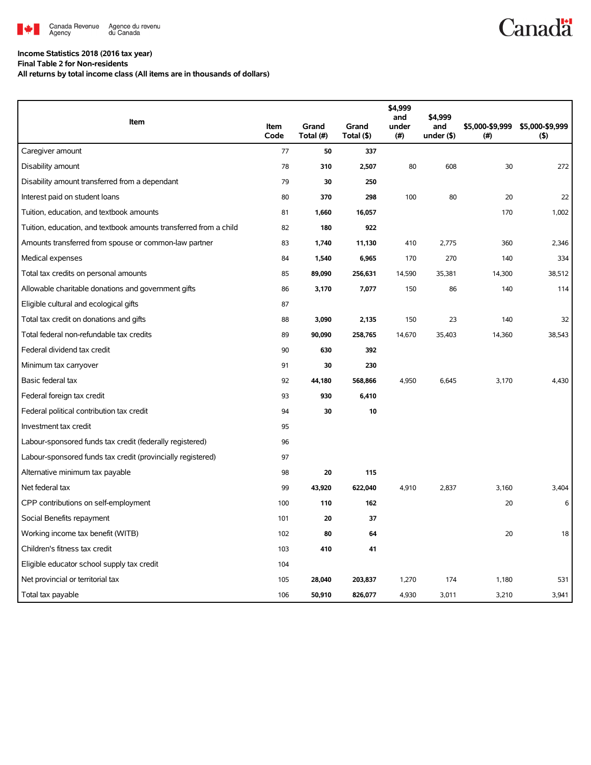Canada Revenue Agency / Agence du revenu du Canada

**Income Statistics 2018 (2016 tax year)**
**Final Table 2 for Non-residents**
**All returns by total income class (All items are in thousands of dollars)**

| Item | Item Code | Grand Total (#) | Grand Total ($) | $4,999 and under (#) | $4,999 and under ($) | $5,000-$9,999 (#) | $5,000-$9,999 ($) |
|---|---|---|---|---|---|---|---|
| Caregiver amount | 77 | 50 | 337 | | | | |
| Disability amount | 78 | 310 | 2,507 | 80 | 608 | 30 | 272 |
| Disability amount transferred from a dependant | 79 | 30 | 250 | | | | |
| Interest paid on student loans | 80 | 370 | 298 | 100 | 80 | 20 | 22 |
| Tuition, education, and textbook amounts | 81 | 1,660 | 16,057 | | | 170 | 1,002 |
| Tuition, education, and textbook amounts transferred from a child | 82 | 180 | 922 | | | | |
| Amounts transferred from spouse or common-law partner | 83 | 1,740 | 11,130 | 410 | 2,775 | 360 | 2,346 |
| Medical expenses | 84 | 1,540 | 6,965 | 170 | 270 | 140 | 334 |
| Total tax credits on personal amounts | 85 | 89,090 | 256,631 | 14,590 | 35,381 | 14,300 | 38,512 |
| Allowable charitable donations and government gifts | 86 | 3,170 | 7,077 | 150 | 86 | 140 | 114 |
| Eligible cultural and ecological gifts | 87 | | | | | | |
| Total tax credit on donations and gifts | 88 | 3,090 | 2,135 | 150 | 23 | 140 | 32 |
| Total federal non-refundable tax credits | 89 | 90,090 | 258,765 | 14,670 | 35,403 | 14,360 | 38,543 |
| Federal dividend tax credit | 90 | 630 | 392 | | | | |
| Minimum tax carryover | 91 | 30 | 230 | | | | |
| Basic federal tax | 92 | 44,180 | 568,866 | 4,950 | 6,645 | 3,170 | 4,430 |
| Federal foreign tax credit | 93 | 930 | 6,410 | | | | |
| Federal political contribution tax credit | 94 | 30 | 10 | | | | |
| Investment tax credit | 95 | | | | | | |
| Labour-sponsored funds tax credit (federally registered) | 96 | | | | | | |
| Labour-sponsored funds tax credit (provincially registered) | 97 | | | | | | |
| Alternative minimum tax payable | 98 | 20 | 115 | | | | |
| Net federal tax | 99 | 43,920 | 622,040 | 4,910 | 2,837 | 3,160 | 3,404 |
| CPP contributions on self-employment | 100 | 110 | 162 | | | 20 | 6 |
| Social Benefits repayment | 101 | 20 | 37 | | | | |
| Working income tax benefit (WITB) | 102 | 80 | 64 | | | 20 | 18 |
| Children's fitness tax credit | 103 | 410 | 41 | | | | |
| Eligible educator school supply tax credit | 104 | | | | | | |
| Net provincial or territorial tax | 105 | 28,040 | 203,837 | 1,270 | 174 | 1,180 | 531 |
| Total tax payable | 106 | 50,910 | 826,077 | 4,930 | 3,011 | 3,210 | 3,941 |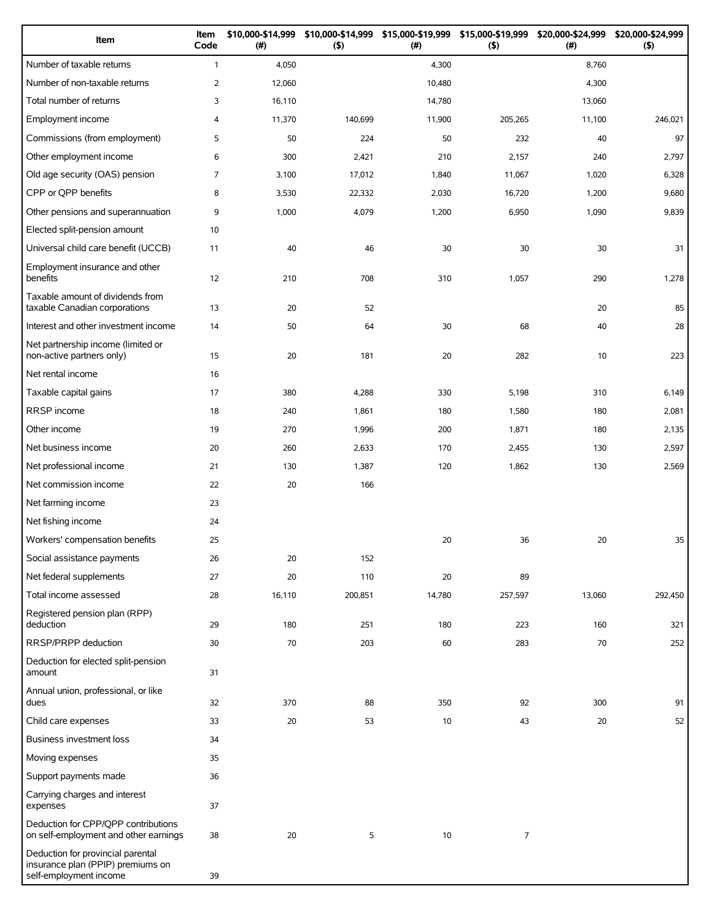| Item | Item Code | $10,000-$14,999 (#) | $10,000-$14,999 ($) | $15,000-$19,999 (#) | $15,000-$19,999 ($) | $20,000-$24,999 (#) | $20,000-$24,999 ($) |
|---|---|---|---|---|---|---|---|
| Number of taxable returns | 1 | 4,050 | | 4,300 | | 8,760 | |
| Number of non-taxable returns | 2 | 12,060 | | 10,480 | | 4,300 | |
| Total number of returns | 3 | 16,110 | | 14,780 | | 13,060 | |
| Employment income | 4 | 11,370 | 140,699 | 11,900 | 205,265 | 11,100 | 246,021 |
| Commissions (from employment) | 5 | 50 | 224 | 50 | 232 | 40 | 97 |
| Other employment income | 6 | 300 | 2,421 | 210 | 2,157 | 240 | 2,797 |
| Old age security (OAS) pension | 7 | 3,100 | 17,012 | 1,840 | 11,067 | 1,020 | 6,328 |
| CPP or QPP benefits | 8 | 3,530 | 22,332 | 2,030 | 16,720 | 1,200 | 9,680 |
| Other pensions and superannuation | 9 | 1,000 | 4,079 | 1,200 | 6,950 | 1,090 | 9,839 |
| Elected split-pension amount | 10 | | | | | | |
| Universal child care benefit (UCCB) | 11 | 40 | 46 | 30 | 30 | 30 | 31 |
| Employment insurance and other benefits | 12 | 210 | 708 | 310 | 1,057 | 290 | 1,278 |
| Taxable amount of dividends from taxable Canadian corporations | 13 | 20 | 52 | | | 20 | 85 |
| Interest and other investment income | 14 | 50 | 64 | 30 | 68 | 40 | 28 |
| Net partnership income (limited or non-active partners only) | 15 | 20 | 181 | 20 | 282 | 10 | 223 |
| Net rental income | 16 | | | | | | |
| Taxable capital gains | 17 | 380 | 4,288 | 330 | 5,198 | 310 | 6,149 |
| RRSP income | 18 | 240 | 1,861 | 180 | 1,580 | 180 | 2,081 |
| Other income | 19 | 270 | 1,996 | 200 | 1,871 | 180 | 2,135 |
| Net business income | 20 | 260 | 2,633 | 170 | 2,455 | 130 | 2,597 |
| Net professional income | 21 | 130 | 1,387 | 120 | 1,862 | 130 | 2,569 |
| Net commission income | 22 | 20 | 166 | | | | |
| Net farming income | 23 | | | | | | |
| Net fishing income | 24 | | | | | | |
| Workers' compensation benefits | 25 | | | 20 | 36 | 20 | 35 |
| Social assistance payments | 26 | 20 | 152 | | | | |
| Net federal supplements | 27 | 20 | 110 | 20 | 89 | | |
| Total income assessed | 28 | 16,110 | 200,851 | 14,780 | 257,597 | 13,060 | 292,450 |
| Registered pension plan (RPP) deduction | 29 | 180 | 251 | 180 | 223 | 160 | 321 |
| RRSP/PRPP deduction | 30 | 70 | 203 | 60 | 283 | 70 | 252 |
| Deduction for elected split-pension amount | 31 | | | | | | |
| Annual union, professional, or like dues | 32 | 370 | 88 | 350 | 92 | 300 | 91 |
| Child care expenses | 33 | 20 | 53 | 10 | 43 | 20 | 52 |
| Business investment loss | 34 | | | | | | |
| Moving expenses | 35 | | | | | | |
| Support payments made | 36 | | | | | | |
| Carrying charges and interest expenses | 37 | | | | | | |
| Deduction for CPP/QPP contributions on self-employment and other earnings | 38 | 20 | 5 | 10 | 7 | | |
| Deduction for provincial parental insurance plan (PPIP) premiums on self-employment income | 39 | | | | | | |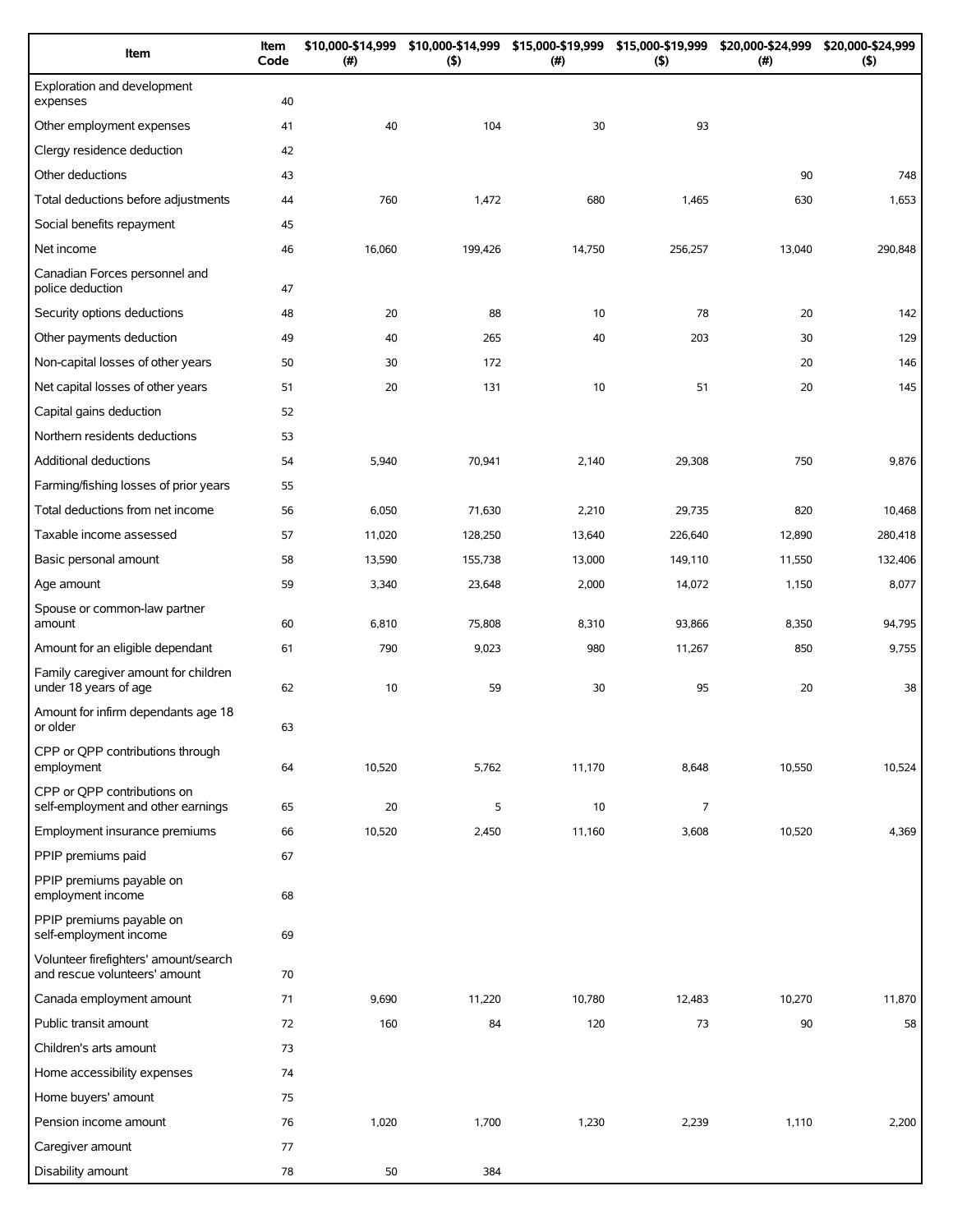| Item | Item Code | \$10,000-\$14,999 (#) | \$10,000-\$14,999 (\$) | \$15,000-\$19,999 (#) | \$15,000-\$19,999 (\$) | \$20,000-\$24,999 (#) | \$20,000-\$24,999 (\$) |
|---|---|---|---|---|---|---|---|
| Exploration and development expenses | 40 | | | | | | |
| Other employment expenses | 41 | 40 | 104 | 30 | 93 | | |
| Clergy residence deduction | 42 | | | | | | |
| Other deductions | 43 | | | | | 90 | 748 |
| Total deductions before adjustments | 44 | 760 | 1,472 | 680 | 1,465 | 630 | 1,653 |
| Social benefits repayment | 45 | | | | | | |
| Net income | 46 | 16,060 | 199,426 | 14,750 | 256,257 | 13,040 | 290,848 |
| Canadian Forces personnel and police deduction | 47 | | | | | | |
| Security options deductions | 48 | 20 | 88 | 10 | 78 | 20 | 142 |
| Other payments deduction | 49 | 40 | 265 | 40 | 203 | 30 | 129 |
| Non-capital losses of other years | 50 | 30 | 172 | | | 20 | 146 |
| Net capital losses of other years | 51 | 20 | 131 | 10 | 51 | 20 | 145 |
| Capital gains deduction | 52 | | | | | | |
| Northern residents deductions | 53 | | | | | | |
| Additional deductions | 54 | 5,940 | 70,941 | 2,140 | 29,308 | 750 | 9,876 |
| Farming/fishing losses of prior years | 55 | | | | | | |
| Total deductions from net income | 56 | 6,050 | 71,630 | 2,210 | 29,735 | 820 | 10,468 |
| Taxable income assessed | 57 | 11,020 | 128,250 | 13,640 | 226,640 | 12,890 | 280,418 |
| Basic personal amount | 58 | 13,590 | 155,738 | 13,000 | 149,110 | 11,550 | 132,406 |
| Age amount | 59 | 3,340 | 23,648 | 2,000 | 14,072 | 1,150 | 8,077 |
| Spouse or common-law partner amount | 60 | 6,810 | 75,808 | 8,310 | 93,866 | 8,350 | 94,795 |
| Amount for an eligible dependant | 61 | 790 | 9,023 | 980 | 11,267 | 850 | 9,755 |
| Family caregiver amount for children under 18 years of age | 62 | 10 | 59 | 30 | 95 | 20 | 38 |
| Amount for infirm dependants age 18 or older | 63 | | | | | | |
| CPP or QPP contributions through employment | 64 | 10,520 | 5,762 | 11,170 | 8,648 | 10,550 | 10,524 |
| CPP or QPP contributions on self-employment and other earnings | 65 | 20 | 5 | 10 | 7 | | |
| Employment insurance premiums | 66 | 10,520 | 2,450 | 11,160 | 3,608 | 10,520 | 4,369 |
| PPIP premiums paid | 67 | | | | | | |
| PPIP premiums payable on employment income | 68 | | | | | | |
| PPIP premiums payable on self-employment income | 69 | | | | | | |
| Volunteer firefighters' amount/search and rescue volunteers' amount | 70 | | | | | | |
| Canada employment amount | 71 | 9,690 | 11,220 | 10,780 | 12,483 | 10,270 | 11,870 |
| Public transit amount | 72 | 160 | 84 | 120 | 73 | 90 | 58 |
| Children's arts amount | 73 | | | | | | |
| Home accessibility expenses | 74 | | | | | | |
| Home buyers' amount | 75 | | | | | | |
| Pension income amount | 76 | 1,020 | 1,700 | 1,230 | 2,239 | 1,110 | 2,200 |
| Caregiver amount | 77 | | | | | | |
| Disability amount | 78 | 50 | 384 | | | | |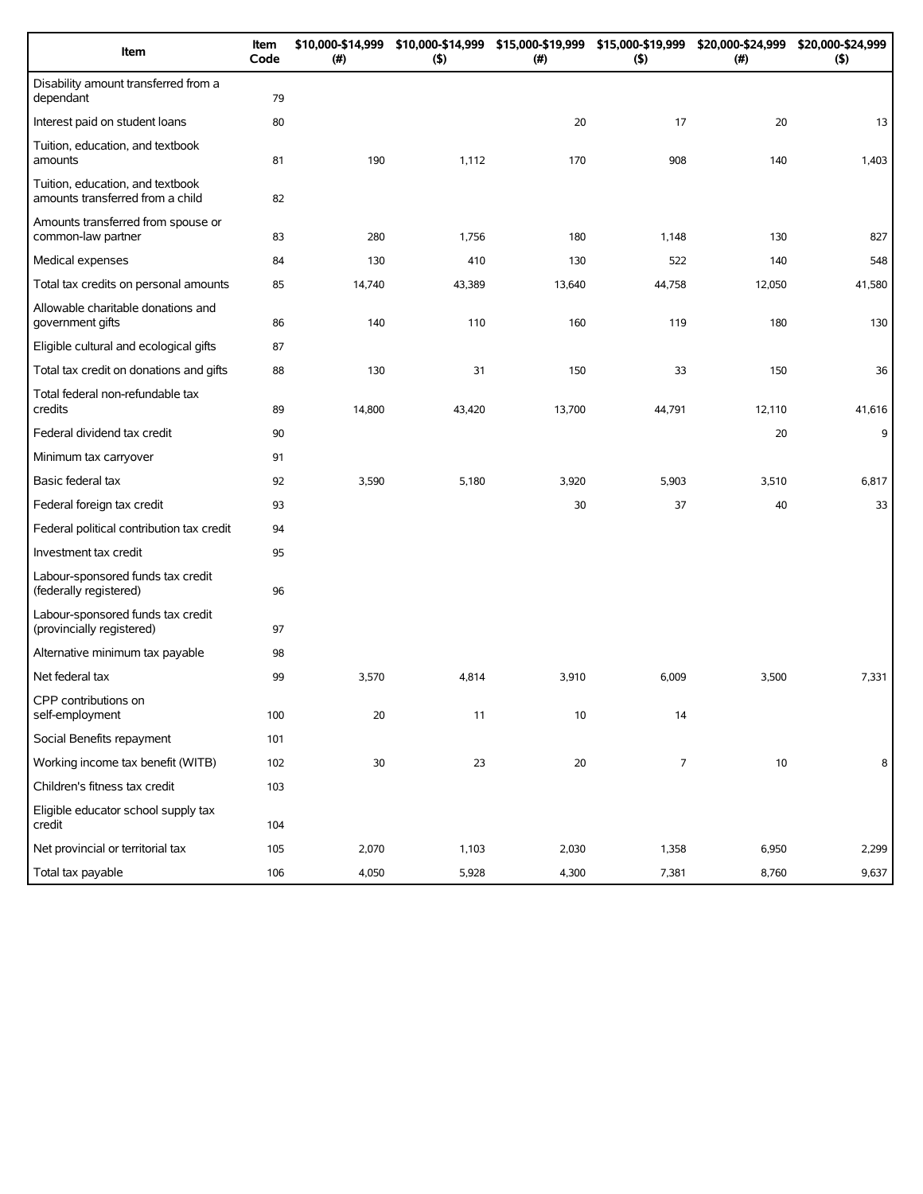| Item | Item Code | $10,000-$14,999 (#) | $10,000-$14,999 ($) | $15,000-$19,999 (#) | $15,000-$19,999 ($) | $20,000-$24,999 (#) | $20,000-$24,999 ($) |
|---|---|---|---|---|---|---|---|
| Disability amount transferred from a dependant | 79 | | | | | | |
| Interest paid on student loans | 80 | | | 20 | 17 | 20 | 13 |
| Tuition, education, and textbook amounts | 81 | 190 | 1,112 | 170 | 908 | 140 | 1,403 |
| Tuition, education, and textbook amounts transferred from a child | 82 | | | | | | |
| Amounts transferred from spouse or common-law partner | 83 | 280 | 1,756 | 180 | 1,148 | 130 | 827 |
| Medical expenses | 84 | 130 | 410 | 130 | 522 | 140 | 548 |
| Total tax credits on personal amounts | 85 | 14,740 | 43,389 | 13,640 | 44,758 | 12,050 | 41,580 |
| Allowable charitable donations and government gifts | 86 | 140 | 110 | 160 | 119 | 180 | 130 |
| Eligible cultural and ecological gifts | 87 | | | | | | |
| Total tax credit on donations and gifts | 88 | 130 | 31 | 150 | 33 | 150 | 36 |
| Total federal non-refundable tax credits | 89 | 14,800 | 43,420 | 13,700 | 44,791 | 12,110 | 41,616 |
| Federal dividend tax credit | 90 | | | | | 20 | 9 |
| Minimum tax carryover | 91 | | | | | | |
| Basic federal tax | 92 | 3,590 | 5,180 | 3,920 | 5,903 | 3,510 | 6,817 |
| Federal foreign tax credit | 93 | | | 30 | 37 | 40 | 33 |
| Federal political contribution tax credit | 94 | | | | | | |
| Investment tax credit | 95 | | | | | | |
| Labour-sponsored funds tax credit (federally registered) | 96 | | | | | | |
| Labour-sponsored funds tax credit (provincially registered) | 97 | | | | | | |
| Alternative minimum tax payable | 98 | | | | | | |
| Net federal tax | 99 | 3,570 | 4,814 | 3,910 | 6,009 | 3,500 | 7,331 |
| CPP contributions on self-employment | 100 | 20 | 11 | 10 | 14 | | |
| Social Benefits repayment | 101 | | | | | | |
| Working income tax benefit (WITB) | 102 | 30 | 23 | 20 | 7 | 10 | 8 |
| Children's fitness tax credit | 103 | | | | | | |
| Eligible educator school supply tax credit | 104 | | | | | | |
| Net provincial or territorial tax | 105 | 2,070 | 1,103 | 2,030 | 1,358 | 6,950 | 2,299 |
| Total tax payable | 106 | 4,050 | 5,928 | 4,300 | 7,381 | 8,760 | 9,637 |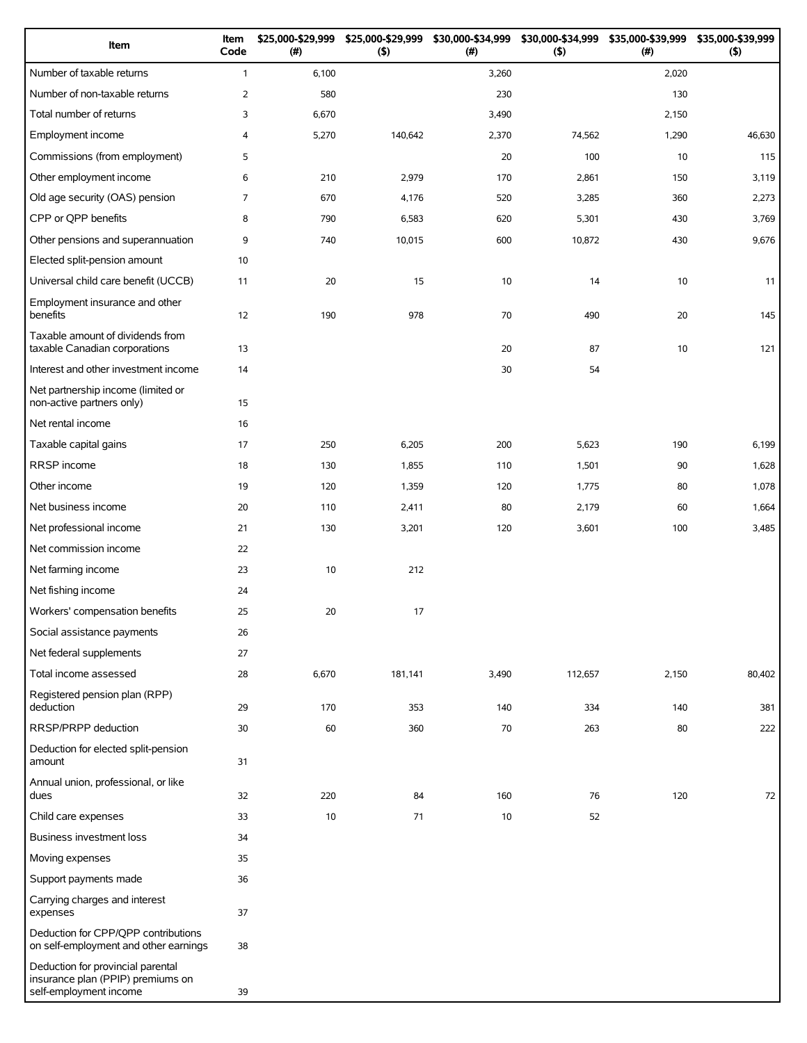| Item | Item Code | $25,000-$29,999 (#) | $25,000-$29,999 ($) | $30,000-$34,999 (#) | $30,000-$34,999 ($) | $35,000-$39,999 (#) | $35,000-$39,999 ($) |
|---|---|---|---|---|---|---|---|
| Number of taxable returns | 1 | 6,100 | | 3,260 | | 2,020 | |
| Number of non-taxable returns | 2 | 580 | | 230 | | 130 | |
| Total number of returns | 3 | 6,670 | | 3,490 | | 2,150 | |
| Employment income | 4 | 5,270 | 140,642 | 2,370 | 74,562 | 1,290 | 46,630 |
| Commissions (from employment) | 5 | | | 20 | 100 | 10 | 115 |
| Other employment income | 6 | 210 | 2,979 | 170 | 2,861 | 150 | 3,119 |
| Old age security (OAS) pension | 7 | 670 | 4,176 | 520 | 3,285 | 360 | 2,273 |
| CPP or QPP benefits | 8 | 790 | 6,583 | 620 | 5,301 | 430 | 3,769 |
| Other pensions and superannuation | 9 | 740 | 10,015 | 600 | 10,872 | 430 | 9,676 |
| Elected split-pension amount | 10 | | | | | | |
| Universal child care benefit (UCCB) | 11 | 20 | 15 | 10 | 14 | 10 | 11 |
| Employment insurance and other benefits | 12 | 190 | 978 | 70 | 490 | 20 | 145 |
| Taxable amount of dividends from taxable Canadian corporations | 13 | | | 20 | 87 | 10 | 121 |
| Interest and other investment income | 14 | | | 30 | 54 | | |
| Net partnership income (limited or non-active partners only) | 15 | | | | | | |
| Net rental income | 16 | | | | | | |
| Taxable capital gains | 17 | 250 | 6,205 | 200 | 5,623 | 190 | 6,199 |
| RRSP income | 18 | 130 | 1,855 | 110 | 1,501 | 90 | 1,628 |
| Other income | 19 | 120 | 1,359 | 120 | 1,775 | 80 | 1,078 |
| Net business income | 20 | 110 | 2,411 | 80 | 2,179 | 60 | 1,664 |
| Net professional income | 21 | 130 | 3,201 | 120 | 3,601 | 100 | 3,485 |
| Net commission income | 22 | | | | | | |
| Net farming income | 23 | 10 | 212 | | | | |
| Net fishing income | 24 | | | | | | |
| Workers' compensation benefits | 25 | 20 | 17 | | | | |
| Social assistance payments | 26 | | | | | | |
| Net federal supplements | 27 | | | | | | |
| Total income assessed | 28 | 6,670 | 181,141 | 3,490 | 112,657 | 2,150 | 80,402 |
| Registered pension plan (RPP) deduction | 29 | 170 | 353 | 140 | 334 | 140 | 381 |
| RRSP/PRPP deduction | 30 | 60 | 360 | 70 | 263 | 80 | 222 |
| Deduction for elected split-pension amount | 31 | | | | | | |
| Annual union, professional, or like dues | 32 | 220 | 84 | 160 | 76 | 120 | 72 |
| Child care expenses | 33 | 10 | 71 | 10 | 52 | | |
| Business investment loss | 34 | | | | | | |
| Moving expenses | 35 | | | | | | |
| Support payments made | 36 | | | | | | |
| Carrying charges and interest expenses | 37 | | | | | | |
| Deduction for CPP/QPP contributions on self-employment and other earnings | 38 | | | | | | |
| Deduction for provincial parental insurance plan (PPIP) premiums on self-employment income | 39 | | | | | | |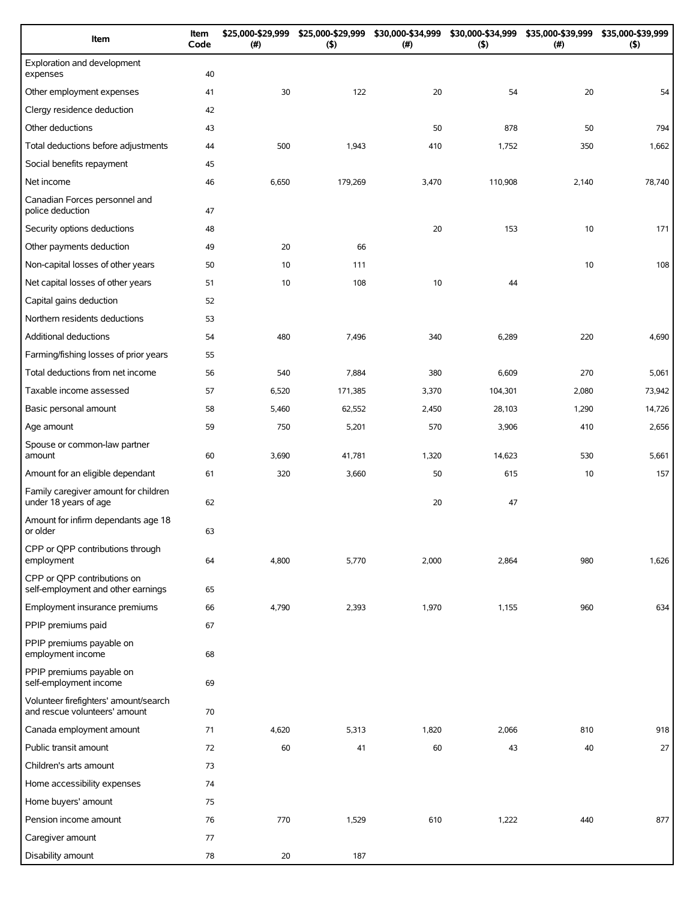| Item | Item Code | $25,000-$29,999 (#) | $25,000-$29,999 ($) | $30,000-$34,999 (#) | $30,000-$34,999 ($) | $35,000-$39,999 (#) | $35,000-$39,999 ($) |
|---|---|---|---|---|---|---|---|
| Exploration and development expenses | 40 | | | | | | |
| Other employment expenses | 41 | 30 | 122 | 20 | 54 | 20 | 54 |
| Clergy residence deduction | 42 | | | | | | |
| Other deductions | 43 | | | 50 | 878 | 50 | 794 |
| Total deductions before adjustments | 44 | 500 | 1,943 | 410 | 1,752 | 350 | 1,662 |
| Social benefits repayment | 45 | | | | | | |
| Net income | 46 | 6,650 | 179,269 | 3,470 | 110,908 | 2,140 | 78,740 |
| Canadian Forces personnel and police deduction | 47 | | | | | | |
| Security options deductions | 48 | | | 20 | 153 | 10 | 171 |
| Other payments deduction | 49 | 20 | 66 | | | | |
| Non-capital losses of other years | 50 | 10 | 111 | | | 10 | 108 |
| Net capital losses of other years | 51 | 10 | 108 | 10 | 44 | | |
| Capital gains deduction | 52 | | | | | | |
| Northern residents deductions | 53 | | | | | | |
| Additional deductions | 54 | 480 | 7,496 | 340 | 6,289 | 220 | 4,690 |
| Farming/fishing losses of prior years | 55 | | | | | | |
| Total deductions from net income | 56 | 540 | 7,884 | 380 | 6,609 | 270 | 5,061 |
| Taxable income assessed | 57 | 6,520 | 171,385 | 3,370 | 104,301 | 2,080 | 73,942 |
| Basic personal amount | 58 | 5,460 | 62,552 | 2,450 | 28,103 | 1,290 | 14,726 |
| Age amount | 59 | 750 | 5,201 | 570 | 3,906 | 410 | 2,656 |
| Spouse or common-law partner amount | 60 | 3,690 | 41,781 | 1,320 | 14,623 | 530 | 5,661 |
| Amount for an eligible dependant | 61 | 320 | 3,660 | 50 | 615 | 10 | 157 |
| Family caregiver amount for children under 18 years of age | 62 | | | 20 | 47 | | |
| Amount for infirm dependants age 18 or older | 63 | | | | | | |
| CPP or QPP contributions through employment | 64 | 4,800 | 5,770 | 2,000 | 2,864 | 980 | 1,626 |
| CPP or QPP contributions on self-employment and other earnings | 65 | | | | | | |
| Employment insurance premiums | 66 | 4,790 | 2,393 | 1,970 | 1,155 | 960 | 634 |
| PPIP premiums paid | 67 | | | | | | |
| PPIP premiums payable on employment income | 68 | | | | | | |
| PPIP premiums payable on self-employment income | 69 | | | | | | |
| Volunteer firefighters' amount/search and rescue volunteers' amount | 70 | | | | | | |
| Canada employment amount | 71 | 4,620 | 5,313 | 1,820 | 2,066 | 810 | 918 |
| Public transit amount | 72 | 60 | 41 | 60 | 43 | 40 | 27 |
| Children's arts amount | 73 | | | | | | |
| Home accessibility expenses | 74 | | | | | | |
| Home buyers' amount | 75 | | | | | | |
| Pension income amount | 76 | 770 | 1,529 | 610 | 1,222 | 440 | 877 |
| Caregiver amount | 77 | | | | | | |
| Disability amount | 78 | 20 | 187 | | | | |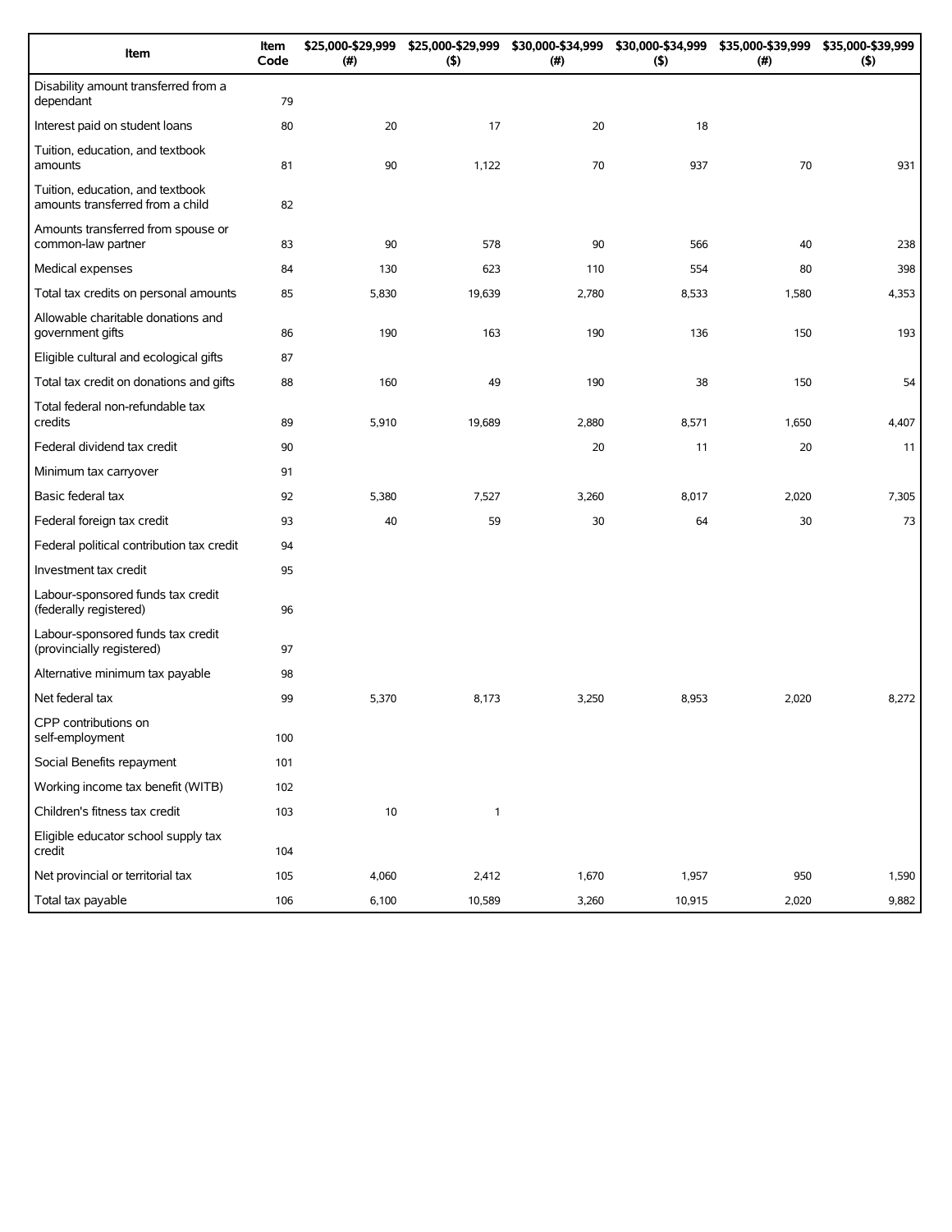| Item | Item Code | $25,000-$29,999 (#) | $25,000-$29,999 ($) | $30,000-$34,999 (#) | $30,000-$34,999 ($) | $35,000-$39,999 (#) | $35,000-$39,999 ($) |
|---|---|---|---|---|---|---|---|
| Disability amount transferred from a dependant | 79 | | | | | | |
| Interest paid on student loans | 80 | 20 | 17 | 20 | 18 | | |
| Tuition, education, and textbook amounts | 81 | 90 | 1,122 | 70 | 937 | 70 | 931 |
| Tuition, education, and textbook amounts transferred from a child | 82 | | | | | | |
| Amounts transferred from spouse or common-law partner | 83 | 90 | 578 | 90 | 566 | 40 | 238 |
| Medical expenses | 84 | 130 | 623 | 110 | 554 | 80 | 398 |
| Total tax credits on personal amounts | 85 | 5,830 | 19,639 | 2,780 | 8,533 | 1,580 | 4,353 |
| Allowable charitable donations and government gifts | 86 | 190 | 163 | 190 | 136 | 150 | 193 |
| Eligible cultural and ecological gifts | 87 | | | | | | |
| Total tax credit on donations and gifts | 88 | 160 | 49 | 190 | 38 | 150 | 54 |
| Total federal non-refundable tax credits | 89 | 5,910 | 19,689 | 2,880 | 8,571 | 1,650 | 4,407 |
| Federal dividend tax credit | 90 | | | 20 | 11 | 20 | 11 |
| Minimum tax carryover | 91 | | | | | | |
| Basic federal tax | 92 | 5,380 | 7,527 | 3,260 | 8,017 | 2,020 | 7,305 |
| Federal foreign tax credit | 93 | 40 | 59 | 30 | 64 | 30 | 73 |
| Federal political contribution tax credit | 94 | | | | | | |
| Investment tax credit | 95 | | | | | | |
| Labour-sponsored funds tax credit (federally registered) | 96 | | | | | | |
| Labour-sponsored funds tax credit (provincially registered) | 97 | | | | | | |
| Alternative minimum tax payable | 98 | | | | | | |
| Net federal tax | 99 | 5,370 | 8,173 | 3,250 | 8,953 | 2,020 | 8,272 |
| CPP contributions on self-employment | 100 | | | | | | |
| Social Benefits repayment | 101 | | | | | | |
| Working income tax benefit (WITB) | 102 | | | | | | |
| Children's fitness tax credit | 103 | 10 | 1 | | | | |
| Eligible educator school supply tax credit | 104 | | | | | | |
| Net provincial or territorial tax | 105 | 4,060 | 2,412 | 1,670 | 1,957 | 950 | 1,590 |
| Total tax payable | 106 | 6,100 | 10,589 | 3,260 | 10,915 | 2,020 | 9,882 |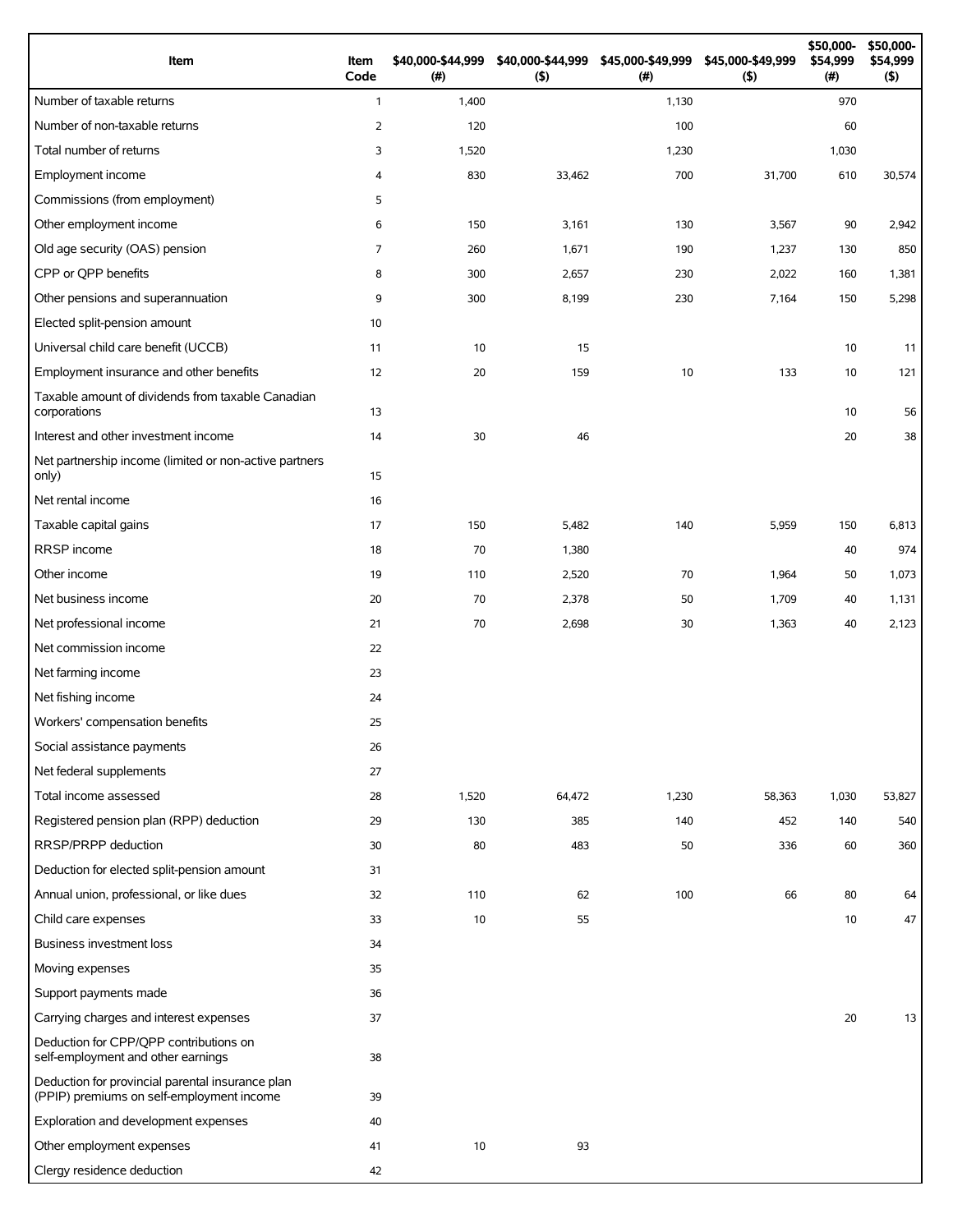| Item | Item Code | $40,000-$44,999 (#) | $40,000-$44,999 ($) | $45,000-$49,999 (#) | $45,000-$49,999 ($) | $50,000-$54,999 (#) | $50,000-$54,999 ($) |
|---|---|---|---|---|---|---|---|
| Number of taxable returns | 1 | 1,400 | | 1,130 | | 970 | |
| Number of non-taxable returns | 2 | 120 | | 100 | | 60 | |
| Total number of returns | 3 | 1,520 | | 1,230 | | 1,030 | |
| Employment income | 4 | 830 | 33,462 | 700 | 31,700 | 610 | 30,574 |
| Commissions (from employment) | 5 | | | | | | |
| Other employment income | 6 | 150 | 3,161 | 130 | 3,567 | 90 | 2,942 |
| Old age security (OAS) pension | 7 | 260 | 1,671 | 190 | 1,237 | 130 | 850 |
| CPP or QPP benefits | 8 | 300 | 2,657 | 230 | 2,022 | 160 | 1,381 |
| Other pensions and superannuation | 9 | 300 | 8,199 | 230 | 7,164 | 150 | 5,298 |
| Elected split-pension amount | 10 | | | | | | |
| Universal child care benefit (UCCB) | 11 | 10 | 15 | | | 10 | 11 |
| Employment insurance and other benefits | 12 | 20 | 159 | 10 | 133 | 10 | 121 |
| Taxable amount of dividends from taxable Canadian corporations | 13 | | | | | 10 | 56 |
| Interest and other investment income | 14 | 30 | 46 | | | 20 | 38 |
| Net partnership income (limited or non-active partners only) | 15 | | | | | | |
| Net rental income | 16 | | | | | | |
| Taxable capital gains | 17 | 150 | 5,482 | 140 | 5,959 | 150 | 6,813 |
| RRSP income | 18 | 70 | 1,380 | | | 40 | 974 |
| Other income | 19 | 110 | 2,520 | 70 | 1,964 | 50 | 1,073 |
| Net business income | 20 | 70 | 2,378 | 50 | 1,709 | 40 | 1,131 |
| Net professional income | 21 | 70 | 2,698 | 30 | 1,363 | 40 | 2,123 |
| Net commission income | 22 | | | | | | |
| Net farming income | 23 | | | | | | |
| Net fishing income | 24 | | | | | | |
| Workers' compensation benefits | 25 | | | | | | |
| Social assistance payments | 26 | | | | | | |
| Net federal supplements | 27 | | | | | | |
| Total income assessed | 28 | 1,520 | 64,472 | 1,230 | 58,363 | 1,030 | 53,827 |
| Registered pension plan (RPP) deduction | 29 | 130 | 385 | 140 | 452 | 140 | 540 |
| RRSP/PRPP deduction | 30 | 80 | 483 | 50 | 336 | 60 | 360 |
| Deduction for elected split-pension amount | 31 | | | | | | |
| Annual union, professional, or like dues | 32 | 110 | 62 | 100 | 66 | 80 | 64 |
| Child care expenses | 33 | 10 | 55 | | | 10 | 47 |
| Business investment loss | 34 | | | | | | |
| Moving expenses | 35 | | | | | | |
| Support payments made | 36 | | | | | | |
| Carrying charges and interest expenses | 37 | | | | | 20 | 13 |
| Deduction for CPP/QPP contributions on self-employment and other earnings | 38 | | | | | | |
| Deduction for provincial parental insurance plan (PPIP) premiums on self-employment income | 39 | | | | | | |
| Exploration and development expenses | 40 | | | | | | |
| Other employment expenses | 41 | 10 | 93 | | | | |
| Clergy residence deduction | 42 | | | | | | |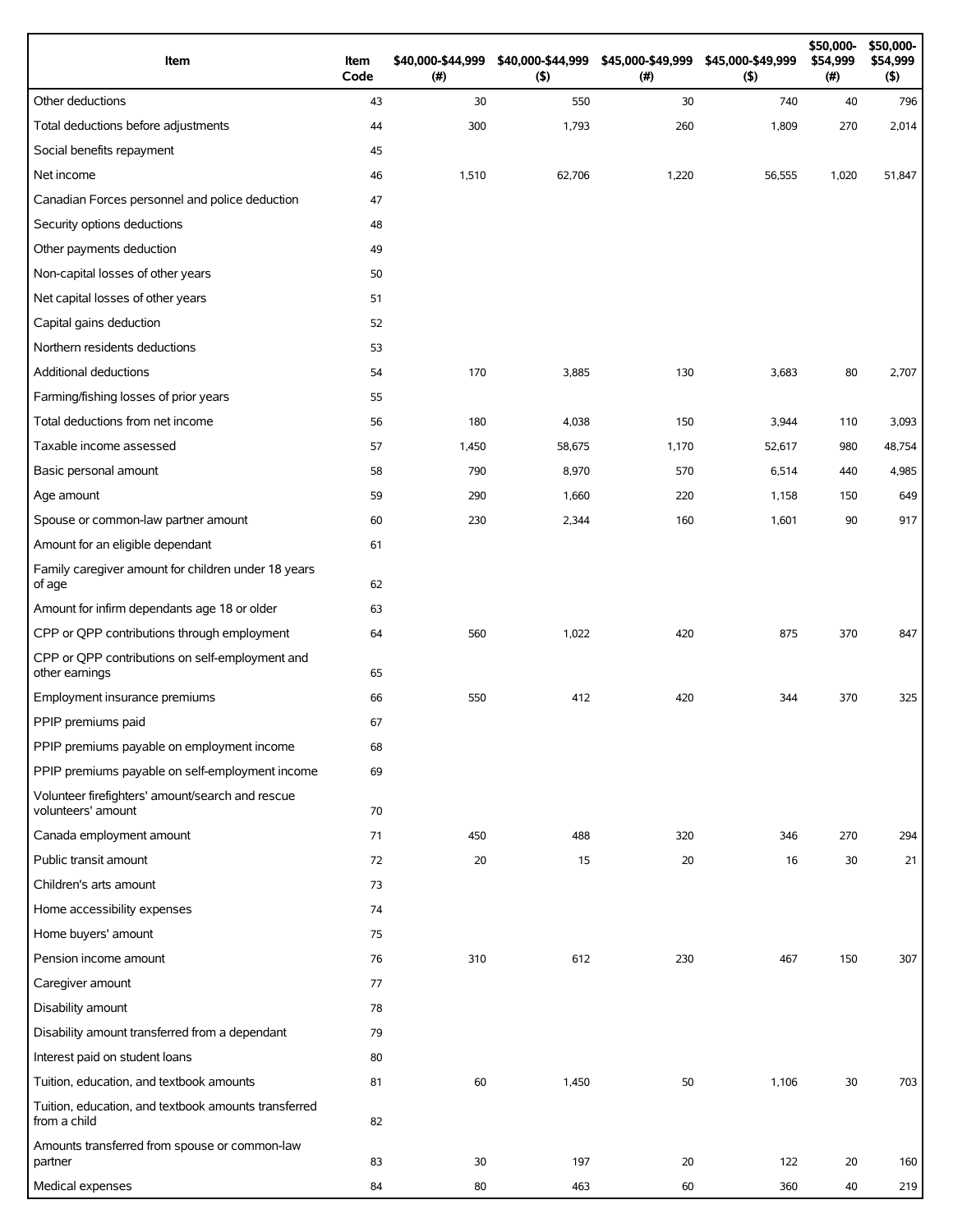| Item | Item Code | $40,000-$44,999 (#) | $40,000-$44,999 ($) | $45,000-$49,999 (#) | $45,000-$49,999 ($) | $50,000-$54,999 (#) | $50,000-$54,999 ($) |
|---|---|---|---|---|---|---|---|
| Other deductions | 43 | 30 | 550 | 30 | 740 | 40 | 796 |
| Total deductions before adjustments | 44 | 300 | 1,793 | 260 | 1,809 | 270 | 2,014 |
| Social benefits repayment | 45 | | | | | | |
| Net income | 46 | 1,510 | 62,706 | 1,220 | 56,555 | 1,020 | 51,847 |
| Canadian Forces personnel and police deduction | 47 | | | | | | |
| Security options deductions | 48 | | | | | | |
| Other payments deduction | 49 | | | | | | |
| Non-capital losses of other years | 50 | | | | | | |
| Net capital losses of other years | 51 | | | | | | |
| Capital gains deduction | 52 | | | | | | |
| Northern residents deductions | 53 | | | | | | |
| Additional deductions | 54 | 170 | 3,885 | 130 | 3,683 | 80 | 2,707 |
| Farming/fishing losses of prior years | 55 | | | | | | |
| Total deductions from net income | 56 | 180 | 4,038 | 150 | 3,944 | 110 | 3,093 |
| Taxable income assessed | 57 | 1,450 | 58,675 | 1,170 | 52,617 | 980 | 48,754 |
| Basic personal amount | 58 | 790 | 8,970 | 570 | 6,514 | 440 | 4,985 |
| Age amount | 59 | 290 | 1,660 | 220 | 1,158 | 150 | 649 |
| Spouse or common-law partner amount | 60 | 230 | 2,344 | 160 | 1,601 | 90 | 917 |
| Amount for an eligible dependant | 61 | | | | | | |
| Family caregiver amount for children under 18 years of age | 62 | | | | | | |
| Amount for infirm dependants age 18 or older | 63 | | | | | | |
| CPP or QPP contributions through employment | 64 | 560 | 1,022 | 420 | 875 | 370 | 847 |
| CPP or QPP contributions on self-employment and other earnings | 65 | | | | | | |
| Employment insurance premiums | 66 | 550 | 412 | 420 | 344 | 370 | 325 |
| PPIP premiums paid | 67 | | | | | | |
| PPIP premiums payable on employment income | 68 | | | | | | |
| PPIP premiums payable on self-employment income | 69 | | | | | | |
| Volunteer firefighters' amount/search and rescue volunteers' amount | 70 | | | | | | |
| Canada employment amount | 71 | 450 | 488 | 320 | 346 | 270 | 294 |
| Public transit amount | 72 | 20 | 15 | 20 | 16 | 30 | 21 |
| Children's arts amount | 73 | | | | | | |
| Home accessibility expenses | 74 | | | | | | |
| Home buyers' amount | 75 | | | | | | |
| Pension income amount | 76 | 310 | 612 | 230 | 467 | 150 | 307 |
| Caregiver amount | 77 | | | | | | |
| Disability amount | 78 | | | | | | |
| Disability amount transferred from a dependant | 79 | | | | | | |
| Interest paid on student loans | 80 | | | | | | |
| Tuition, education, and textbook amounts | 81 | 60 | 1,450 | 50 | 1,106 | 30 | 703 |
| Tuition, education, and textbook amounts transferred from a child | 82 | | | | | | |
| Amounts transferred from spouse or common-law partner | 83 | 30 | 197 | 20 | 122 | 20 | 160 |
| Medical expenses | 84 | 80 | 463 | 60 | 360 | 40 | 219 |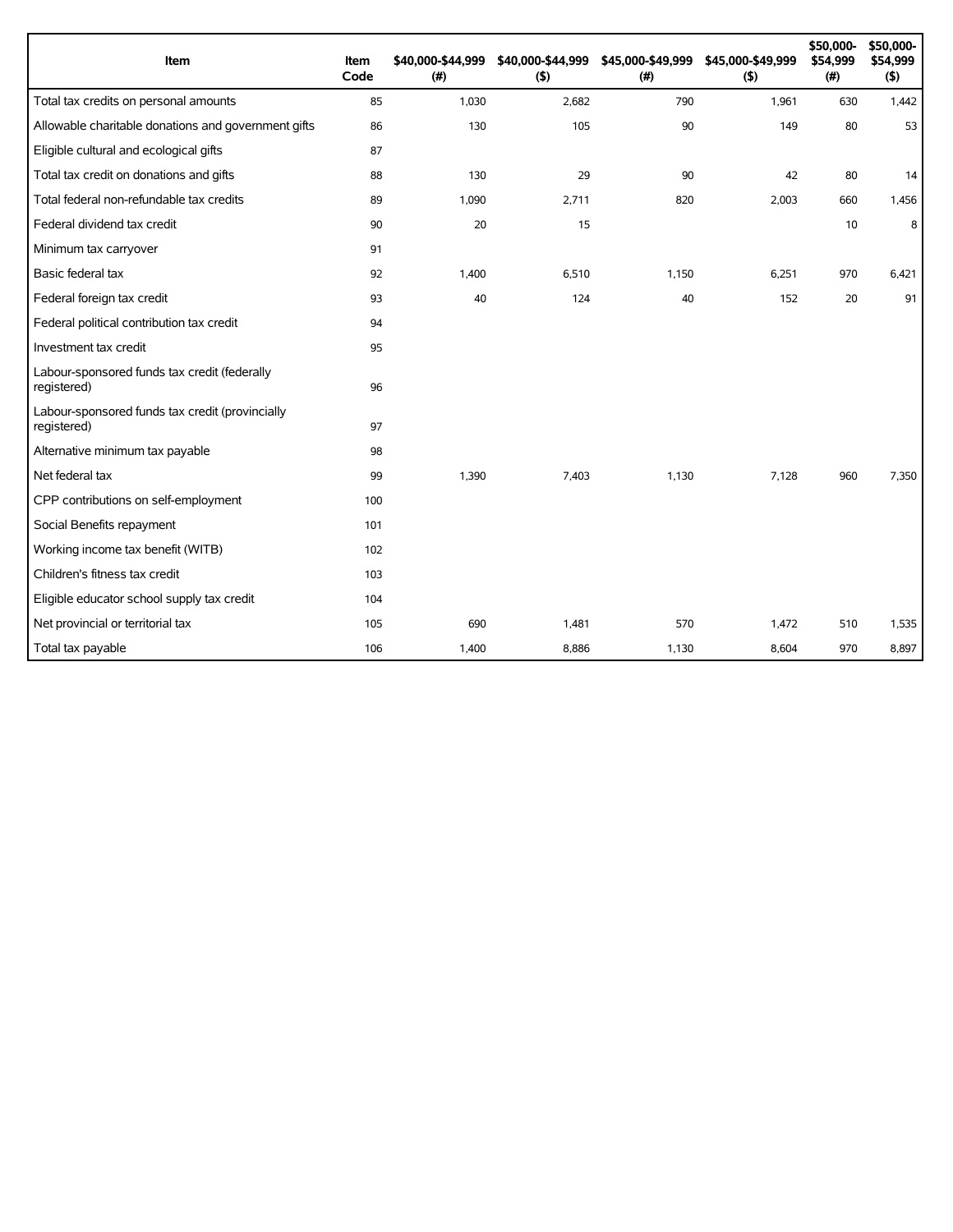| Item | Item Code | $40,000-$44,999 (#) | $40,000-$44,999 ($) | $45,000-$49,999 (#) | $45,000-$49,999 ($) | $50,000-$54,999 (#) | $50,000-$54,999 ($) |
|---|---|---|---|---|---|---|---|
| Total tax credits on personal amounts | 85 | 1,030 | 2,682 | 790 | 1,961 | 630 | 1,442 |
| Allowable charitable donations and government gifts | 86 | 130 | 105 | 90 | 149 | 80 | 53 |
| Eligible cultural and ecological gifts | 87 | | | | | | |
| Total tax credit on donations and gifts | 88 | 130 | 29 | 90 | 42 | 80 | 14 |
| Total federal non-refundable tax credits | 89 | 1,090 | 2,711 | 820 | 2,003 | 660 | 1,456 |
| Federal dividend tax credit | 90 | 20 | 15 | | | 10 | 8 |
| Minimum tax carryover | 91 | | | | | | |
| Basic federal tax | 92 | 1,400 | 6,510 | 1,150 | 6,251 | 970 | 6,421 |
| Federal foreign tax credit | 93 | 40 | 124 | 40 | 152 | 20 | 91 |
| Federal political contribution tax credit | 94 | | | | | | |
| Investment tax credit | 95 | | | | | | |
| Labour-sponsored funds tax credit (federally registered) | 96 | | | | | | |
| Labour-sponsored funds tax credit (provincially registered) | 97 | | | | | | |
| Alternative minimum tax payable | 98 | | | | | | |
| Net federal tax | 99 | 1,390 | 7,403 | 1,130 | 7,128 | 960 | 7,350 |
| CPP contributions on self-employment | 100 | | | | | | |
| Social Benefits repayment | 101 | | | | | | |
| Working income tax benefit (WITB) | 102 | | | | | | |
| Children's fitness tax credit | 103 | | | | | | |
| Eligible educator school supply tax credit | 104 | | | | | | |
| Net provincial or territorial tax | 105 | 690 | 1,481 | 570 | 1,472 | 510 | 1,535 |
| Total tax payable | 106 | 1,400 | 8,886 | 1,130 | 8,604 | 970 | 8,897 |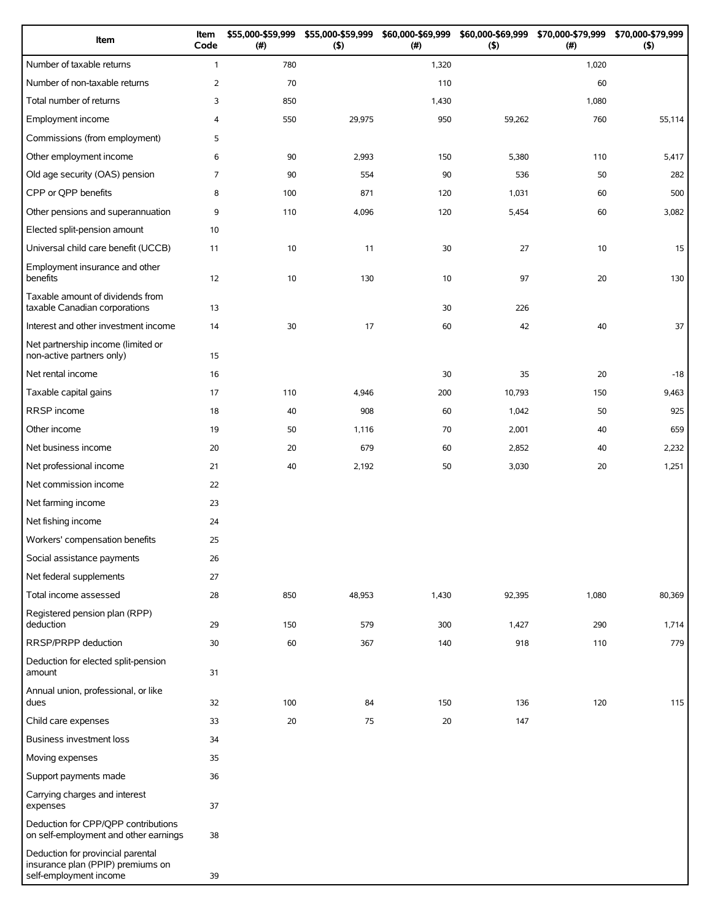| Item | Item Code | $55,000-$59,999 (#) | $55,000-$59,999 ($) | $60,000-$69,999 (#) | $60,000-$69,999 ($) | $70,000-$79,999 (#) | $70,000-$79,999 ($) |
|---|---|---|---|---|---|---|---|
| Number of taxable returns | 1 | 780 | | 1,320 | | 1,020 | |
| Number of non-taxable returns | 2 | 70 | | 110 | | 60 | |
| Total number of returns | 3 | 850 | | 1,430 | | 1,080 | |
| Employment income | 4 | 550 | 29,975 | 950 | 59,262 | 760 | 55,114 |
| Commissions (from employment) | 5 | | | | | | |
| Other employment income | 6 | 90 | 2,993 | 150 | 5,380 | 110 | 5,417 |
| Old age security (OAS) pension | 7 | 90 | 554 | 90 | 536 | 50 | 282 |
| CPP or QPP benefits | 8 | 100 | 871 | 120 | 1,031 | 60 | 500 |
| Other pensions and superannuation | 9 | 110 | 4,096 | 120 | 5,454 | 60 | 3,082 |
| Elected split-pension amount | 10 | | | | | | |
| Universal child care benefit (UCCB) | 11 | 10 | 11 | 30 | 27 | 10 | 15 |
| Employment insurance and other benefits | 12 | 10 | 130 | 10 | 97 | 20 | 130 |
| Taxable amount of dividends from taxable Canadian corporations | 13 | | | 30 | 226 | | |
| Interest and other investment income | 14 | 30 | 17 | 60 | 42 | 40 | 37 |
| Net partnership income (limited or non-active partners only) | 15 | | | | | | |
| Net rental income | 16 | | | 30 | 35 | 20 | -18 |
| Taxable capital gains | 17 | 110 | 4,946 | 200 | 10,793 | 150 | 9,463 |
| RRSP income | 18 | 40 | 908 | 60 | 1,042 | 50 | 925 |
| Other income | 19 | 50 | 1,116 | 70 | 2,001 | 40 | 659 |
| Net business income | 20 | 20 | 679 | 60 | 2,852 | 40 | 2,232 |
| Net professional income | 21 | 40 | 2,192 | 50 | 3,030 | 20 | 1,251 |
| Net commission income | 22 | | | | | | |
| Net farming income | 23 | | | | | | |
| Net fishing income | 24 | | | | | | |
| Workers' compensation benefits | 25 | | | | | | |
| Social assistance payments | 26 | | | | | | |
| Net federal supplements | 27 | | | | | | |
| Total income assessed | 28 | 850 | 48,953 | 1,430 | 92,395 | 1,080 | 80,369 |
| Registered pension plan (RPP) deduction | 29 | 150 | 579 | 300 | 1,427 | 290 | 1,714 |
| RRSP/PRPP deduction | 30 | 60 | 367 | 140 | 918 | 110 | 779 |
| Deduction for elected split-pension amount | 31 | | | | | | |
| Annual union, professional, or like dues | 32 | 100 | 84 | 150 | 136 | 120 | 115 |
| Child care expenses | 33 | 20 | 75 | 20 | 147 | | |
| Business investment loss | 34 | | | | | | |
| Moving expenses | 35 | | | | | | |
| Support payments made | 36 | | | | | | |
| Carrying charges and interest expenses | 37 | | | | | | |
| Deduction for CPP/QPP contributions on self-employment and other earnings | 38 | | | | | | |
| Deduction for provincial parental insurance plan (PPIP) premiums on self-employment income | 39 | | | | | | |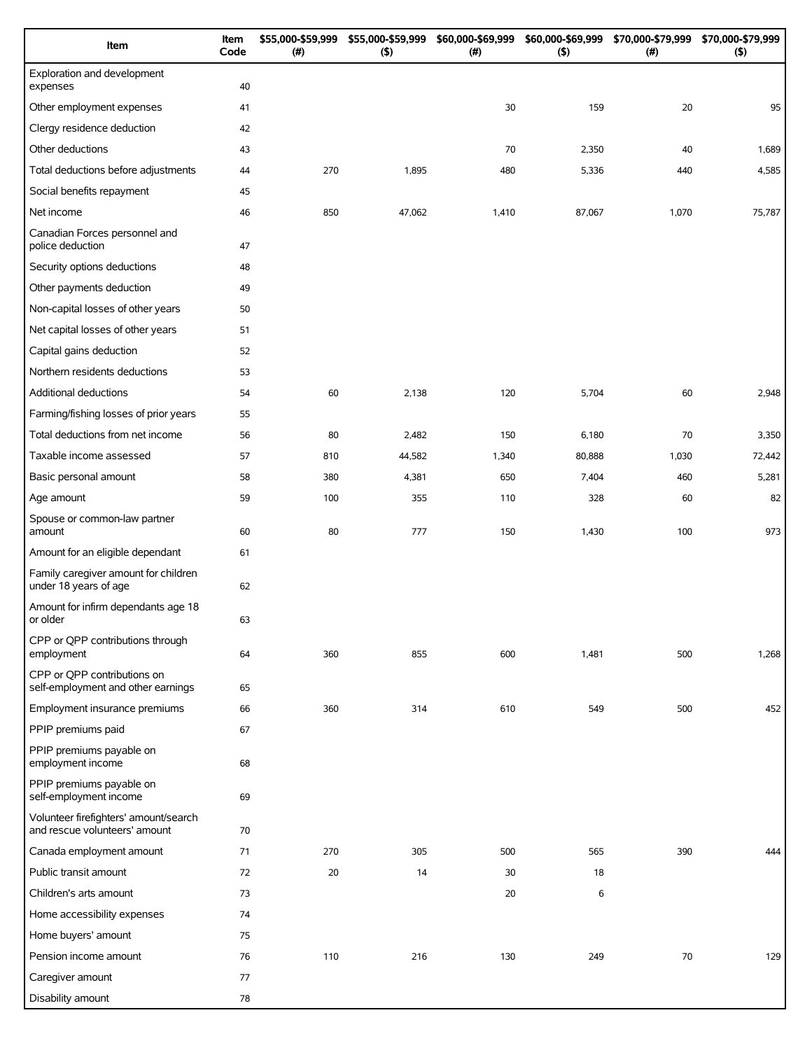| Item | Item Code | $55,000-$59,999 (#) | $55,000-$59,999 ($) | $60,000-$69,999 (#) | $60,000-$69,999 ($) | $70,000-$79,999 (#) | $70,000-$79,999 ($) |
|---|---|---|---|---|---|---|---|
| Exploration and development expenses | 40 | | | | | | |
| Other employment expenses | 41 | | | 30 | 159 | 20 | 95 |
| Clergy residence deduction | 42 | | | | | | |
| Other deductions | 43 | | | 70 | 2,350 | 40 | 1,689 |
| Total deductions before adjustments | 44 | 270 | 1,895 | 480 | 5,336 | 440 | 4,585 |
| Social benefits repayment | 45 | | | | | | |
| Net income | 46 | 850 | 47,062 | 1,410 | 87,067 | 1,070 | 75,787 |
| Canadian Forces personnel and police deduction | 47 | | | | | | |
| Security options deductions | 48 | | | | | | |
| Other payments deduction | 49 | | | | | | |
| Non-capital losses of other years | 50 | | | | | | |
| Net capital losses of other years | 51 | | | | | | |
| Capital gains deduction | 52 | | | | | | |
| Northern residents deductions | 53 | | | | | | |
| Additional deductions | 54 | 60 | 2,138 | 120 | 5,704 | 60 | 2,948 |
| Farming/fishing losses of prior years | 55 | | | | | | |
| Total deductions from net income | 56 | 80 | 2,482 | 150 | 6,180 | 70 | 3,350 |
| Taxable income assessed | 57 | 810 | 44,582 | 1,340 | 80,888 | 1,030 | 72,442 |
| Basic personal amount | 58 | 380 | 4,381 | 650 | 7,404 | 460 | 5,281 |
| Age amount | 59 | 100 | 355 | 110 | 328 | 60 | 82 |
| Spouse or common-law partner amount | 60 | 80 | 777 | 150 | 1,430 | 100 | 973 |
| Amount for an eligible dependant | 61 | | | | | | |
| Family caregiver amount for children under 18 years of age | 62 | | | | | | |
| Amount for infirm dependants age 18 or older | 63 | | | | | | |
| CPP or QPP contributions through employment | 64 | 360 | 855 | 600 | 1,481 | 500 | 1,268 |
| CPP or QPP contributions on self-employment and other earnings | 65 | | | | | | |
| Employment insurance premiums | 66 | 360 | 314 | 610 | 549 | 500 | 452 |
| PPIP premiums paid | 67 | | | | | | |
| PPIP premiums payable on employment income | 68 | | | | | | |
| PPIP premiums payable on self-employment income | 69 | | | | | | |
| Volunteer firefighters' amount/search and rescue volunteers' amount | 70 | | | | | | |
| Canada employment amount | 71 | 270 | 305 | 500 | 565 | 390 | 444 |
| Public transit amount | 72 | 20 | 14 | 30 | 18 | | |
| Children's arts amount | 73 | | | 20 | 6 | | |
| Home accessibility expenses | 74 | | | | | | |
| Home buyers' amount | 75 | | | | | | |
| Pension income amount | 76 | 110 | 216 | 130 | 249 | 70 | 129 |
| Caregiver amount | 77 | | | | | | |
| Disability amount | 78 | | | | | | |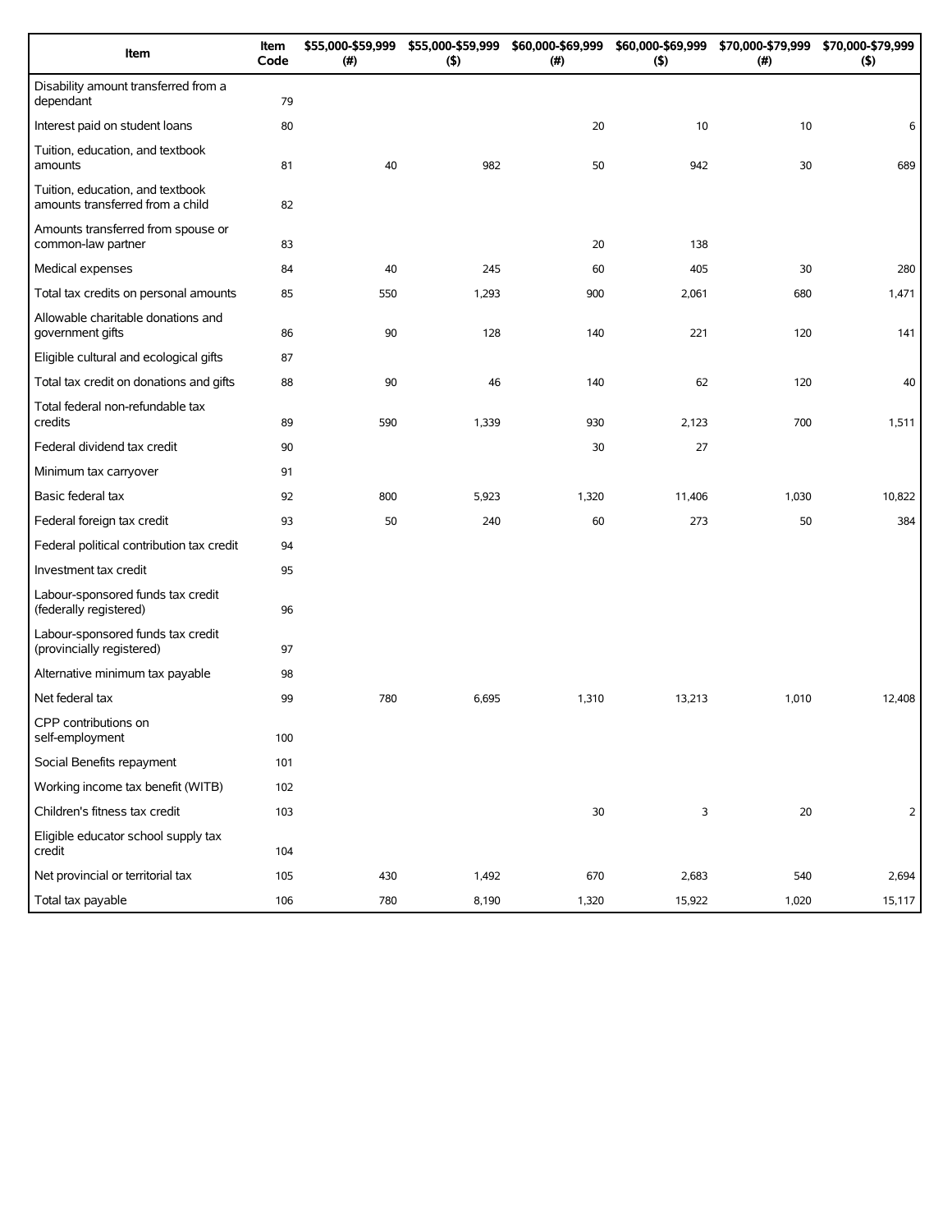| Item | Item Code | $55,000-$59,999 (#) | $55,000-$59,999 ($) | $60,000-$69,999 (#) | $60,000-$69,999 ($) | $70,000-$79,999 (#) | $70,000-$79,999 ($) |
|---|---|---|---|---|---|---|---|
| Disability amount transferred from a dependant | 79 | | | | | | |
| Interest paid on student loans | 80 | | | 20 | 10 | 10 | 6 |
| Tuition, education, and textbook amounts | 81 | 40 | 982 | 50 | 942 | 30 | 689 |
| Tuition, education, and textbook amounts transferred from a child | 82 | | | | | | |
| Amounts transferred from spouse or common-law partner | 83 | | | 20 | 138 | | |
| Medical expenses | 84 | 40 | 245 | 60 | 405 | 30 | 280 |
| Total tax credits on personal amounts | 85 | 550 | 1,293 | 900 | 2,061 | 680 | 1,471 |
| Allowable charitable donations and government gifts | 86 | 90 | 128 | 140 | 221 | 120 | 141 |
| Eligible cultural and ecological gifts | 87 | | | | | | |
| Total tax credit on donations and gifts | 88 | 90 | 46 | 140 | 62 | 120 | 40 |
| Total federal non-refundable tax credits | 89 | 590 | 1,339 | 930 | 2,123 | 700 | 1,511 |
| Federal dividend tax credit | 90 | | | 30 | 27 | | |
| Minimum tax carryover | 91 | | | | | | |
| Basic federal tax | 92 | 800 | 5,923 | 1,320 | 11,406 | 1,030 | 10,822 |
| Federal foreign tax credit | 93 | 50 | 240 | 60 | 273 | 50 | 384 |
| Federal political contribution tax credit | 94 | | | | | | |
| Investment tax credit | 95 | | | | | | |
| Labour-sponsored funds tax credit (federally registered) | 96 | | | | | | |
| Labour-sponsored funds tax credit (provincially registered) | 97 | | | | | | |
| Alternative minimum tax payable | 98 | | | | | | |
| Net federal tax | 99 | 780 | 6,695 | 1,310 | 13,213 | 1,010 | 12,408 |
| CPP contributions on self-employment | 100 | | | | | | |
| Social Benefits repayment | 101 | | | | | | |
| Working income tax benefit (WITB) | 102 | | | | | | |
| Children's fitness tax credit | 103 | | | 30 | 3 | 20 | 2 |
| Eligible educator school supply tax credit | 104 | | | | | | |
| Net provincial or territorial tax | 105 | 430 | 1,492 | 670 | 2,683 | 540 | 2,694 |
| Total tax payable | 106 | 780 | 8,190 | 1,320 | 15,922 | 1,020 | 15,117 |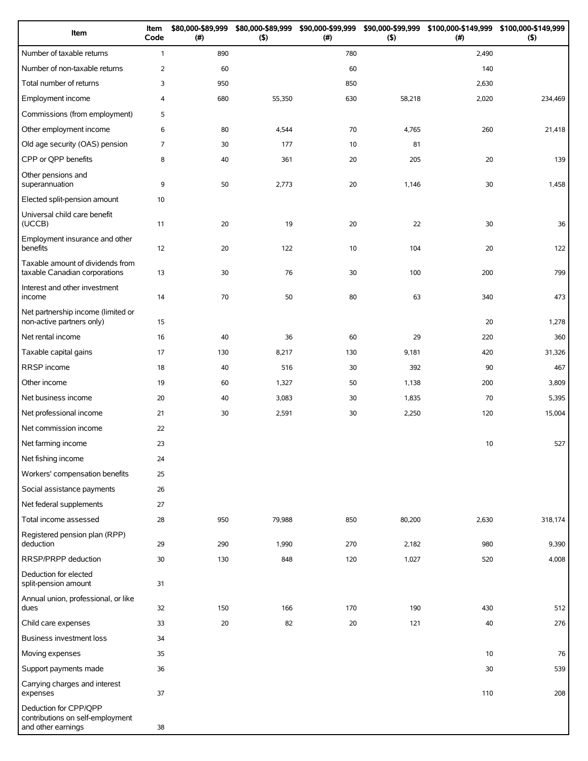| Item | Item Code | $80,000-$89,999 (#) | $80,000-$89,999 ($) | $90,000-$99,999 (#) | $90,000-$99,999 ($) | $100,000-$149,999 (#) | $100,000-$149,999 ($) |
|---|---|---|---|---|---|---|---|
| Number of taxable returns | 1 | 890 | | 780 | | 2,490 | |
| Number of non-taxable returns | 2 | 60 | | 60 | | 140 | |
| Total number of returns | 3 | 950 | | 850 | | 2,630 | |
| Employment income | 4 | 680 | 55,350 | 630 | 58,218 | 2,020 | 234,469 |
| Commissions (from employment) | 5 | | | | | | |
| Other employment income | 6 | 80 | 4,544 | 70 | 4,765 | 260 | 21,418 |
| Old age security (OAS) pension | 7 | 30 | 177 | 10 | 81 | | |
| CPP or QPP benefits | 8 | 40 | 361 | 20 | 205 | 20 | 139 |
| Other pensions and superannuation | 9 | 50 | 2,773 | 20 | 1,146 | 30 | 1,458 |
| Elected split-pension amount | 10 | | | | | | |
| Universal child care benefit (UCCB) | 11 | 20 | 19 | 20 | 22 | 30 | 36 |
| Employment insurance and other benefits | 12 | 20 | 122 | 10 | 104 | 20 | 122 |
| Taxable amount of dividends from taxable Canadian corporations | 13 | 30 | 76 | 30 | 100 | 200 | 799 |
| Interest and other investment income | 14 | 70 | 50 | 80 | 63 | 340 | 473 |
| Net partnership income (limited or non-active partners only) | 15 | | | | | 20 | 1,278 |
| Net rental income | 16 | 40 | 36 | 60 | 29 | 220 | 360 |
| Taxable capital gains | 17 | 130 | 8,217 | 130 | 9,181 | 420 | 31,326 |
| RRSP income | 18 | 40 | 516 | 30 | 392 | 90 | 467 |
| Other income | 19 | 60 | 1,327 | 50 | 1,138 | 200 | 3,809 |
| Net business income | 20 | 40 | 3,083 | 30 | 1,835 | 70 | 5,395 |
| Net professional income | 21 | 30 | 2,591 | 30 | 2,250 | 120 | 15,004 |
| Net commission income | 22 | | | | | | |
| Net farming income | 23 | | | | | 10 | 527 |
| Net fishing income | 24 | | | | | | |
| Workers' compensation benefits | 25 | | | | | | |
| Social assistance payments | 26 | | | | | | |
| Net federal supplements | 27 | | | | | | |
| Total income assessed | 28 | 950 | 79,988 | 850 | 80,200 | 2,630 | 318,174 |
| Registered pension plan (RPP) deduction | 29 | 290 | 1,990 | 270 | 2,182 | 980 | 9,390 |
| RRSP/PRPP deduction | 30 | 130 | 848 | 120 | 1,027 | 520 | 4,008 |
| Deduction for elected split-pension amount | 31 | | | | | | |
| Annual union, professional, or like dues | 32 | 150 | 166 | 170 | 190 | 430 | 512 |
| Child care expenses | 33 | 20 | 82 | 20 | 121 | 40 | 276 |
| Business investment loss | 34 | | | | | | |
| Moving expenses | 35 | | | | | 10 | 76 |
| Support payments made | 36 | | | | | 30 | 539 |
| Carrying charges and interest expenses | 37 | | | | | 110 | 208 |
| Deduction for CPP/QPP contributions on self-employment and other earnings | 38 | | | | | | |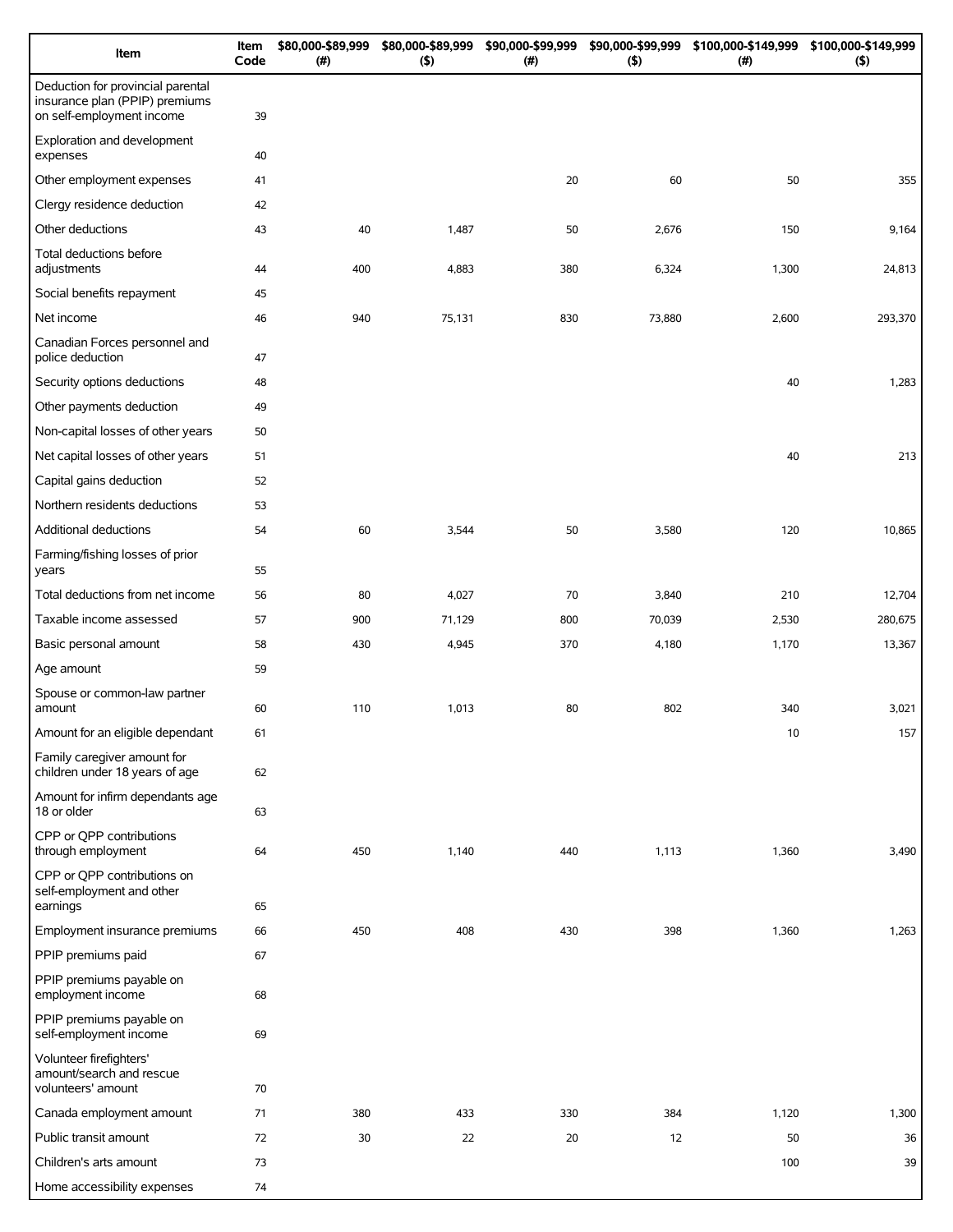| Item | Item Code | $80,000-$89,999 (#) | $80,000-$89,999 ($) | $90,000-$99,999 (#) | $90,000-$99,999 ($) | $100,000-$149,999 (#) | $100,000-$149,999 ($) |
|---|---|---|---|---|---|---|---|
| Deduction for provincial parental insurance plan (PPIP) premiums on self-employment income | 39 | | | | | | |
| Exploration and development expenses | 40 | | | | | | |
| Other employment expenses | 41 | | | 20 | 60 | 50 | 355 |
| Clergy residence deduction | 42 | | | | | | |
| Other deductions | 43 | 40 | 1,487 | 50 | 2,676 | 150 | 9,164 |
| Total deductions before adjustments | 44 | 400 | 4,883 | 380 | 6,324 | 1,300 | 24,813 |
| Social benefits repayment | 45 | | | | | | |
| Net income | 46 | 940 | 75,131 | 830 | 73,880 | 2,600 | 293,370 |
| Canadian Forces personnel and police deduction | 47 | | | | | | |
| Security options deductions | 48 | | | | | 40 | 1,283 |
| Other payments deduction | 49 | | | | | | |
| Non-capital losses of other years | 50 | | | | | | |
| Net capital losses of other years | 51 | | | | | 40 | 213 |
| Capital gains deduction | 52 | | | | | | |
| Northern residents deductions | 53 | | | | | | |
| Additional deductions | 54 | 60 | 3,544 | 50 | 3,580 | 120 | 10,865 |
| Farming/fishing losses of prior years | 55 | | | | | | |
| Total deductions from net income | 56 | 80 | 4,027 | 70 | 3,840 | 210 | 12,704 |
| Taxable income assessed | 57 | 900 | 71,129 | 800 | 70,039 | 2,530 | 280,675 |
| Basic personal amount | 58 | 430 | 4,945 | 370 | 4,180 | 1,170 | 13,367 |
| Age amount | 59 | | | | | | |
| Spouse or common-law partner amount | 60 | 110 | 1,013 | 80 | 802 | 340 | 3,021 |
| Amount for an eligible dependant | 61 | | | | | 10 | 157 |
| Family caregiver amount for children under 18 years of age | 62 | | | | | | |
| Amount for infirm dependants age 18 or older | 63 | | | | | | |
| CPP or QPP contributions through employment | 64 | 450 | 1,140 | 440 | 1,113 | 1,360 | 3,490 |
| CPP or QPP contributions on self-employment and other earnings | 65 | | | | | | |
| Employment insurance premiums | 66 | 450 | 408 | 430 | 398 | 1,360 | 1,263 |
| PPIP premiums paid | 67 | | | | | | |
| PPIP premiums payable on employment income | 68 | | | | | | |
| PPIP premiums payable on self-employment income | 69 | | | | | | |
| Volunteer firefighters' amount/search and rescue volunteers' amount | 70 | | | | | | |
| Canada employment amount | 71 | 380 | 433 | 330 | 384 | 1,120 | 1,300 |
| Public transit amount | 72 | 30 | 22 | 20 | 12 | 50 | 36 |
| Children's arts amount | 73 | | | | | 100 | 39 |
| Home accessibility expenses | 74 | | | | | | |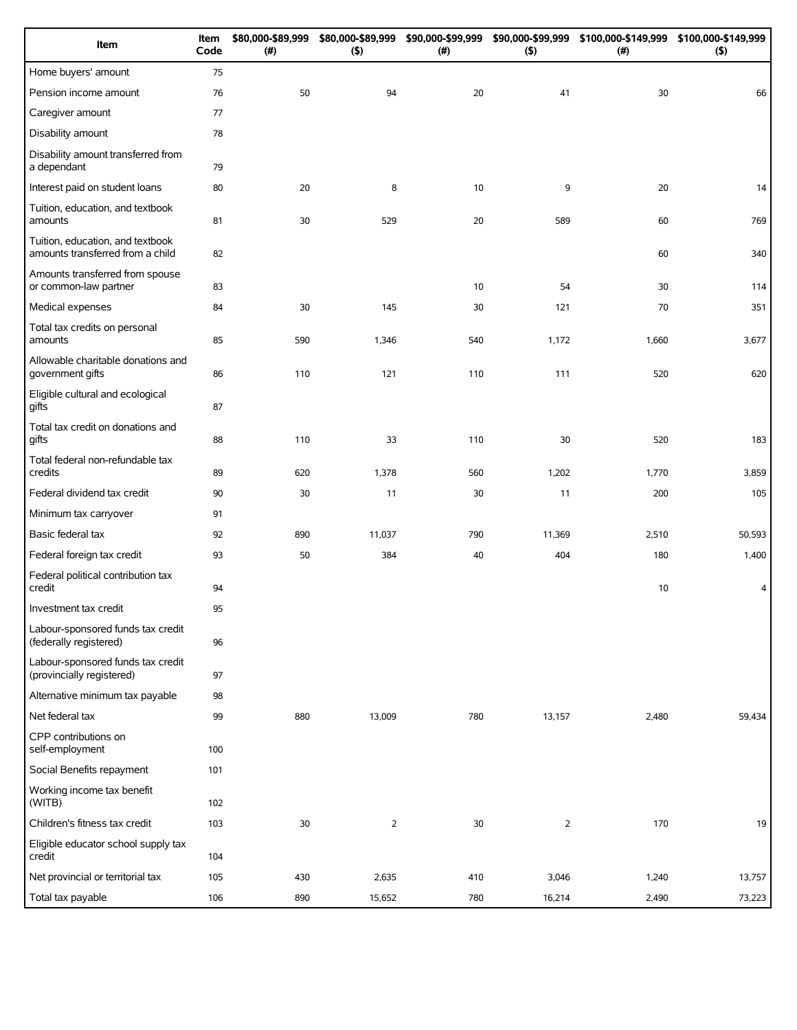| Item | Item Code | $80,000-$89,999 (#) | $80,000-$89,999 ($) | $90,000-$99,999 (#) | $90,000-$99,999 ($) | $100,000-$149,999 (#) | $100,000-$149,999 ($) |
|---|---|---|---|---|---|---|---|
| Home buyers' amount | 75 | | | | | | |
| Pension income amount | 76 | 50 | 94 | 20 | 41 | 30 | 66 |
| Caregiver amount | 77 | | | | | | |
| Disability amount | 78 | | | | | | |
| Disability amount transferred from a dependant | 79 | | | | | | |
| Interest paid on student loans | 80 | 20 | 8 | 10 | 9 | 20 | 14 |
| Tuition, education, and textbook amounts | 81 | 30 | 529 | 20 | 589 | 60 | 769 |
| Tuition, education, and textbook amounts transferred from a child | 82 | | | | | 60 | 340 |
| Amounts transferred from spouse or common-law partner | 83 | | | 10 | 54 | 30 | 114 |
| Medical expenses | 84 | 30 | 145 | 30 | 121 | 70 | 351 |
| Total tax credits on personal amounts | 85 | 590 | 1,346 | 540 | 1,172 | 1,660 | 3,677 |
| Allowable charitable donations and government gifts | 86 | 110 | 121 | 110 | 111 | 520 | 620 |
| Eligible cultural and ecological gifts | 87 | | | | | | |
| Total tax credit on donations and gifts | 88 | 110 | 33 | 110 | 30 | 520 | 183 |
| Total federal non-refundable tax credits | 89 | 620 | 1,378 | 560 | 1,202 | 1,770 | 3,859 |
| Federal dividend tax credit | 90 | 30 | 11 | 30 | 11 | 200 | 105 |
| Minimum tax carryover | 91 | | | | | | |
| Basic federal tax | 92 | 890 | 11,037 | 790 | 11,369 | 2,510 | 50,593 |
| Federal foreign tax credit | 93 | 50 | 384 | 40 | 404 | 180 | 1,400 |
| Federal political contribution tax credit | 94 | | | | | 10 | 4 |
| Investment tax credit | 95 | | | | | | |
| Labour-sponsored funds tax credit (federally registered) | 96 | | | | | | |
| Labour-sponsored funds tax credit (provincially registered) | 97 | | | | | | |
| Alternative minimum tax payable | 98 | | | | | | |
| Net federal tax | 99 | 880 | 13,009 | 780 | 13,157 | 2,480 | 59,434 |
| CPP contributions on self-employment | 100 | | | | | | |
| Social Benefits repayment | 101 | | | | | | |
| Working income tax benefit (WITB) | 102 | | | | | | |
| Children's fitness tax credit | 103 | 30 | 2 | 30 | 2 | 170 | 19 |
| Eligible educator school supply tax credit | 104 | | | | | | |
| Net provincial or territorial tax | 105 | 430 | 2,635 | 410 | 3,046 | 1,240 | 13,757 |
| Total tax payable | 106 | 890 | 15,652 | 780 | 16,214 | 2,490 | 73,223 |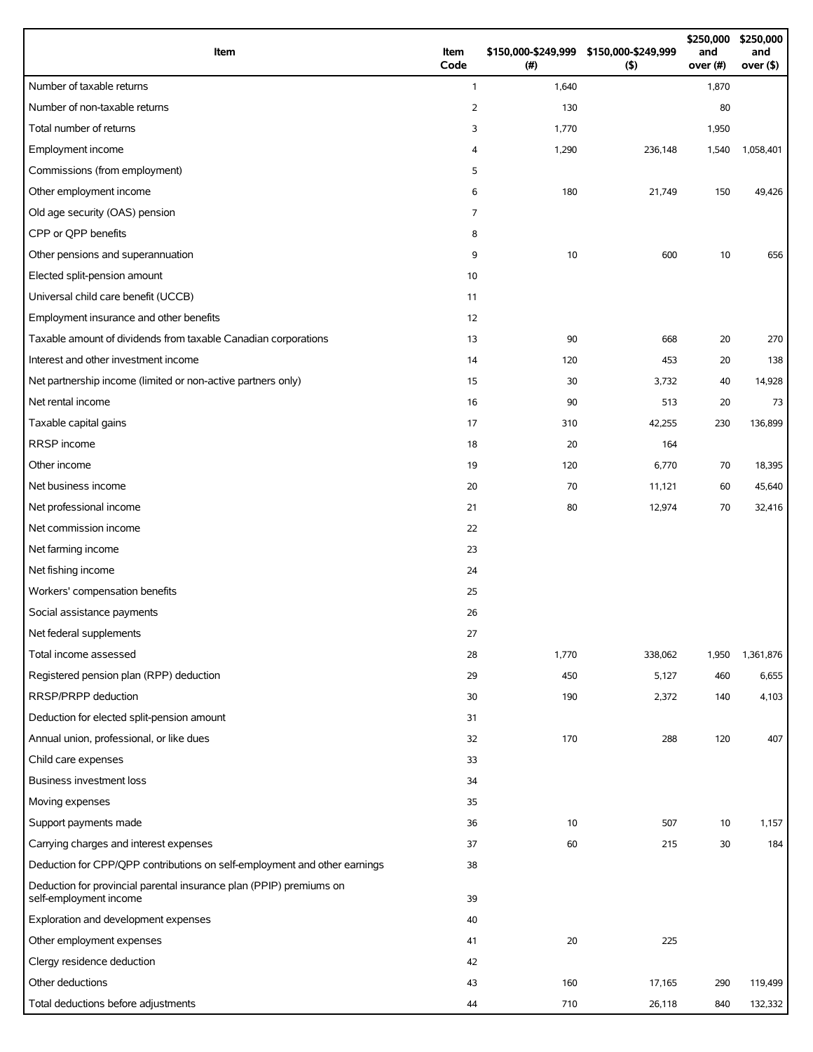| Item | Item Code | $150,000-$249,999 (#) | $150,000-$249,999 ($) | $250,000 and over (#) | $250,000 and over ($) |
|---|---|---|---|---|---|
| Number of taxable returns | 1 | 1,640 | | 1,870 | |
| Number of non-taxable returns | 2 | 130 | | 80 | |
| Total number of returns | 3 | 1,770 | | 1,950 | |
| Employment income | 4 | 1,290 | 236,148 | 1,540 | 1,058,401 |
| Commissions (from employment) | 5 | | | | |
| Other employment income | 6 | 180 | 21,749 | 150 | 49,426 |
| Old age security (OAS) pension | 7 | | | | |
| CPP or QPP benefits | 8 | | | | |
| Other pensions and superannuation | 9 | 10 | 600 | 10 | 656 |
| Elected split-pension amount | 10 | | | | |
| Universal child care benefit (UCCB) | 11 | | | | |
| Employment insurance and other benefits | 12 | | | | |
| Taxable amount of dividends from taxable Canadian corporations | 13 | 90 | 668 | 20 | 270 |
| Interest and other investment income | 14 | 120 | 453 | 20 | 138 |
| Net partnership income (limited or non-active partners only) | 15 | 30 | 3,732 | 40 | 14,928 |
| Net rental income | 16 | 90 | 513 | 20 | 73 |
| Taxable capital gains | 17 | 310 | 42,255 | 230 | 136,899 |
| RRSP income | 18 | 20 | 164 | | |
| Other income | 19 | 120 | 6,770 | 70 | 18,395 |
| Net business income | 20 | 70 | 11,121 | 60 | 45,640 |
| Net professional income | 21 | 80 | 12,974 | 70 | 32,416 |
| Net commission income | 22 | | | | |
| Net farming income | 23 | | | | |
| Net fishing income | 24 | | | | |
| Workers' compensation benefits | 25 | | | | |
| Social assistance payments | 26 | | | | |
| Net federal supplements | 27 | | | | |
| Total income assessed | 28 | 1,770 | 338,062 | 1,950 | 1,361,876 |
| Registered pension plan (RPP) deduction | 29 | 450 | 5,127 | 460 | 6,655 |
| RRSP/PRPP deduction | 30 | 190 | 2,372 | 140 | 4,103 |
| Deduction for elected split-pension amount | 31 | | | | |
| Annual union, professional, or like dues | 32 | 170 | 288 | 120 | 407 |
| Child care expenses | 33 | | | | |
| Business investment loss | 34 | | | | |
| Moving expenses | 35 | | | | |
| Support payments made | 36 | 10 | 507 | 10 | 1,157 |
| Carrying charges and interest expenses | 37 | 60 | 215 | 30 | 184 |
| Deduction for CPP/QPP contributions on self-employment and other earnings | 38 | | | | |
| Deduction for provincial parental insurance plan (PPIP) premiums on self-employment income | 39 | | | | |
| Exploration and development expenses | 40 | | | | |
| Other employment expenses | 41 | 20 | 225 | | |
| Clergy residence deduction | 42 | | | | |
| Other deductions | 43 | 160 | 17,165 | 290 | 119,499 |
| Total deductions before adjustments | 44 | 710 | 26,118 | 840 | 132,332 |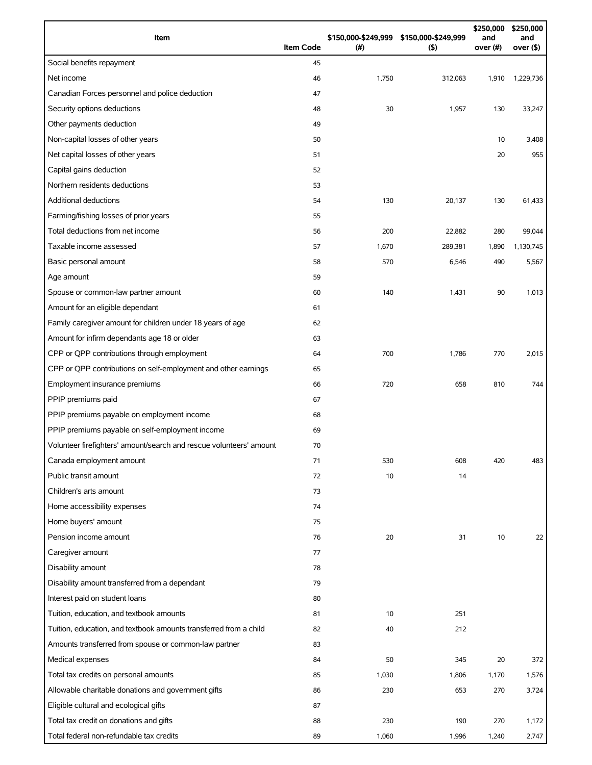| Item | Item Code | \$150,000-\$249,999 (#) | \$150,000-\$249,999 (\$) | \$250,000 and over (#) | \$250,000 and over (\$) |
| --- | --- | --- | --- | --- | --- |
| Social benefits repayment | 45 | | | | |
| Net income | 46 | 1,750 | 312,063 | 1,910 | 1,229,736 |
| Canadian Forces personnel and police deduction | 47 | | | | |
| Security options deductions | 48 | 30 | 1,957 | 130 | 33,247 |
| Other payments deduction | 49 | | | | |
| Non-capital losses of other years | 50 | | | 10 | 3,408 |
| Net capital losses of other years | 51 | | | 20 | 955 |
| Capital gains deduction | 52 | | | | |
| Northern residents deductions | 53 | | | | |
| Additional deductions | 54 | 130 | 20,137 | 130 | 61,433 |
| Farming/fishing losses of prior years | 55 | | | | |
| Total deductions from net income | 56 | 200 | 22,882 | 280 | 99,044 |
| Taxable income assessed | 57 | 1,670 | 289,381 | 1,890 | 1,130,745 |
| Basic personal amount | 58 | 570 | 6,546 | 490 | 5,567 |
| Age amount | 59 | | | | |
| Spouse or common-law partner amount | 60 | 140 | 1,431 | 90 | 1,013 |
| Amount for an eligible dependant | 61 | | | | |
| Family caregiver amount for children under 18 years of age | 62 | | | | |
| Amount for infirm dependants age 18 or older | 63 | | | | |
| CPP or QPP contributions through employment | 64 | 700 | 1,786 | 770 | 2,015 |
| CPP or QPP contributions on self-employment and other earnings | 65 | | | | |
| Employment insurance premiums | 66 | 720 | 658 | 810 | 744 |
| PPIP premiums paid | 67 | | | | |
| PPIP premiums payable on employment income | 68 | | | | |
| PPIP premiums payable on self-employment income | 69 | | | | |
| Volunteer firefighters' amount/search and rescue volunteers' amount | 70 | | | | |
| Canada employment amount | 71 | 530 | 608 | 420 | 483 |
| Public transit amount | 72 | 10 | 14 | | |
| Children's arts amount | 73 | | | | |
| Home accessibility expenses | 74 | | | | |
| Home buyers' amount | 75 | | | | |
| Pension income amount | 76 | 20 | 31 | 10 | 22 |
| Caregiver amount | 77 | | | | |
| Disability amount | 78 | | | | |
| Disability amount transferred from a dependant | 79 | | | | |
| Interest paid on student loans | 80 | | | | |
| Tuition, education, and textbook amounts | 81 | 10 | 251 | | |
| Tuition, education, and textbook amounts transferred from a child | 82 | 40 | 212 | | |
| Amounts transferred from spouse or common-law partner | 83 | | | | |
| Medical expenses | 84 | 50 | 345 | 20 | 372 |
| Total tax credits on personal amounts | 85 | 1,030 | 1,806 | 1,170 | 1,576 |
| Allowable charitable donations and government gifts | 86 | 230 | 653 | 270 | 3,724 |
| Eligible cultural and ecological gifts | 87 | | | | |
| Total tax credit on donations and gifts | 88 | 230 | 190 | 270 | 1,172 |
| Total federal non-refundable tax credits | 89 | 1,060 | 1,996 | 1,240 | 2,747 |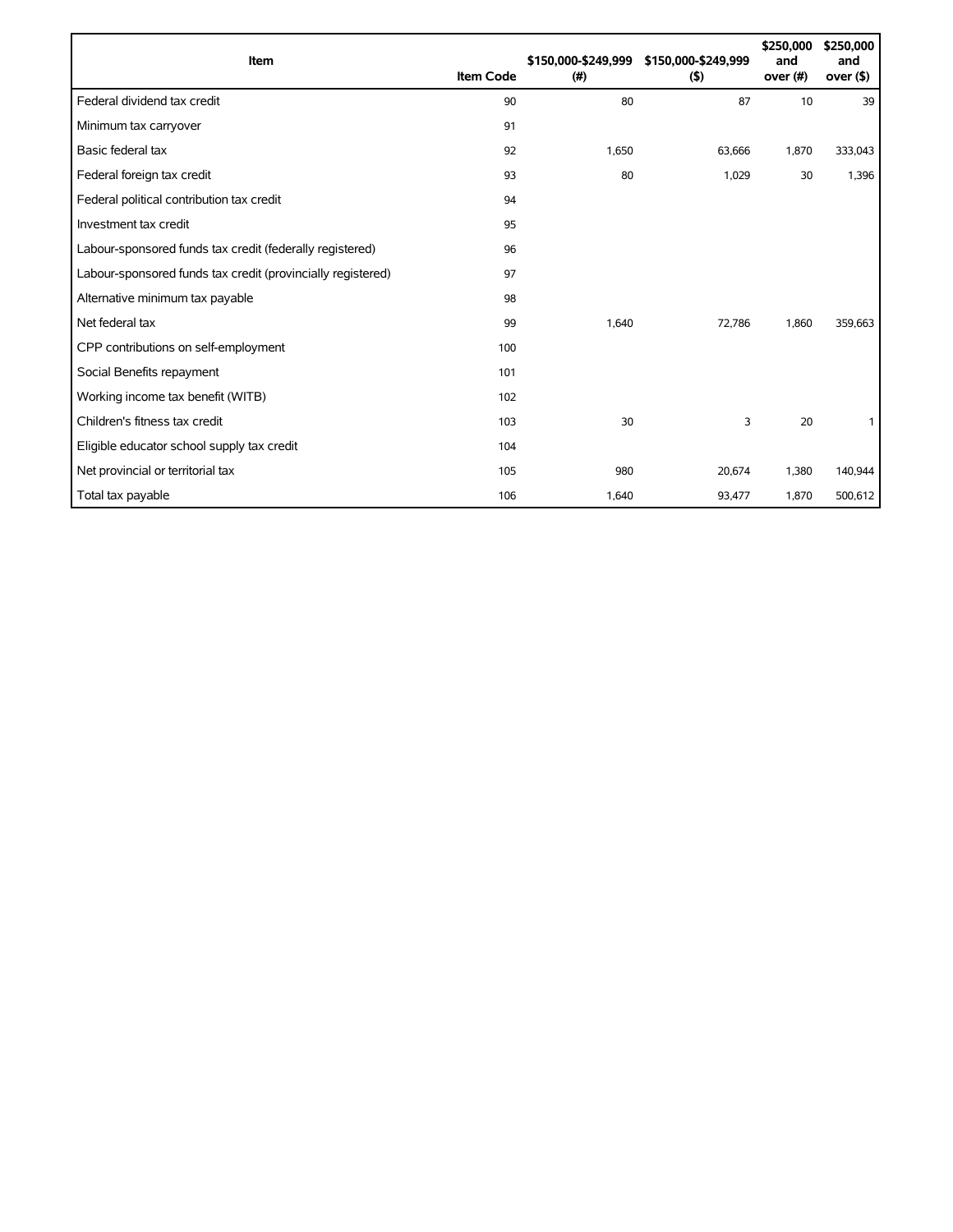| Item | Item Code | $150,000-$249,999 (#) | $150,000-$249,999 ($) | $250,000 and over (#) | $250,000 and over ($) |
|---|---|---|---|---|---|
| Federal dividend tax credit | 90 | 80 | 87 | 10 | 39 |
| Minimum tax carryover | 91 | | | | |
| Basic federal tax | 92 | 1,650 | 63,666 | 1,870 | 333,043 |
| Federal foreign tax credit | 93 | 80 | 1,029 | 30 | 1,396 |
| Federal political contribution tax credit | 94 | | | | |
| Investment tax credit | 95 | | | | |
| Labour-sponsored funds tax credit (federally registered) | 96 | | | | |
| Labour-sponsored funds tax credit (provincially registered) | 97 | | | | |
| Alternative minimum tax payable | 98 | | | | |
| Net federal tax | 99 | 1,640 | 72,786 | 1,860 | 359,663 |
| CPP contributions on self-employment | 100 | | | | |
| Social Benefits repayment | 101 | | | | |
| Working income tax benefit (WITB) | 102 | | | | |
| Children's fitness tax credit | 103 | 30 | 3 | 20 | 1 |
| Eligible educator school supply tax credit | 104 | | | | |
| Net provincial or territorial tax | 105 | 980 | 20,674 | 1,380 | 140,944 |
| Total tax payable | 106 | 1,640 | 93,477 | 1,870 | 500,612 |